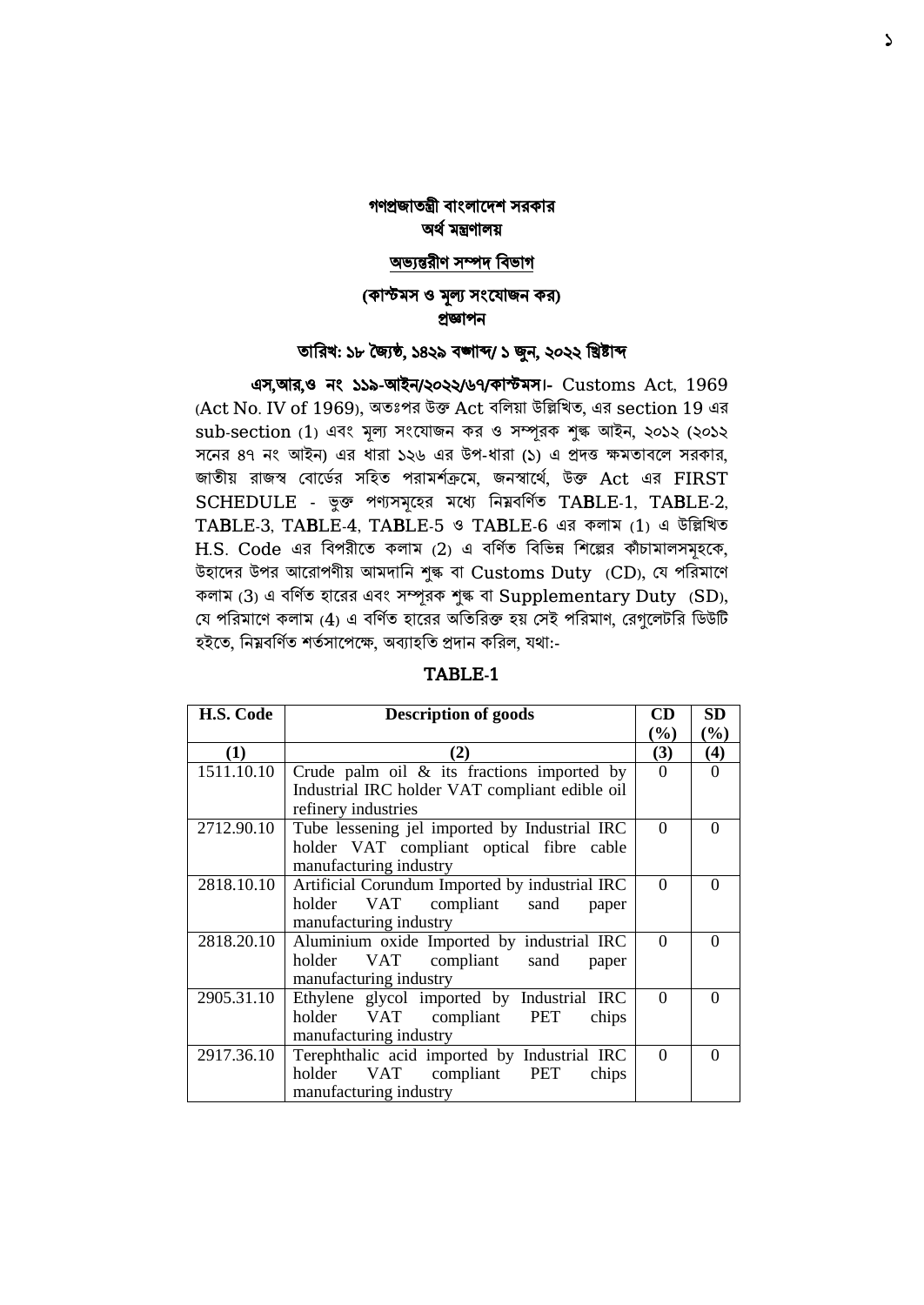# গণপ্রজাতন্ত্রী বাংলাদেশ সরকার
## অর্থ মন্ত্রণালয়

### অভ্যন্তরীণ সম্পদ বিভাগ

### (কাস্টমস ও মূল্য সংযোজন কর)
### প্রজ্ঞাপন

**তারিখ: ১৮ জ্যৈষ্ঠ, ১৪২৯ বঙ্গাব্দ/ ১ জুন, ২০২২ খ্রিষ্টাব্দ**

**এস,আর,ও নং ১১৯-আইন/২০২২/৬৭/কাস্টমস।**- Customs Act, 1969 (Act No. IV of 1969), অতঃপর উক্ত Act বলিয়া উল্লিখিত, এর section 19 এর sub-section (1) এবং মূল্য সংযোজন কর ও সম্পূরক শুল্ক আইন, ২০১২ (২০১২ সনের ৪৭ নং আইন) এর ধারা ১২৬ এর উপ-ধারা (১) এ প্রদত্ত ক্ষমতাবলে সরকার, জাতীয় রাজস্ব বোর্ডের সহিত পরামর্শক্রমে, জনস্বার্থে, উক্ত Act এর FIRST SCHEDULE - ভুক্ত পণ্যসমূহের মধ্যে নিম্নবর্ণিত TABLE-1, TABLE-2, TABLE-3, TABLE-4, TABLE-5 ও TABLE-6 এর কলাম (1) এ উল্লিখিত H.S. Code এর বিপরীতে কলাম (2) এ বর্ণিত বিভিন্ন শিল্পের কাঁচামালসমূহকে, উহাদের উপর আরোপণীয় আমদানি শুল্ক বা Customs Duty (CD), যে পরিমাণে কলাম (3) এ বর্ণিত হারের এবং সম্পূরক শুল্ক বা Supplementary Duty (SD), যে পরিমাণে কলাম (4) এ বর্ণিত হারের অতিরিক্ত হয় সেই পরিমাণ, রেগুলেটরি ডিউটি হইতে, নিম্নবর্ণিত শর্তসাপেক্ষে, অব্যাহতি প্রদান করিল, যথা:-

**TABLE-1**

| H.S. Code | Description of goods | CD (%) | SD (%) |
|---|---|---|---|
| (1) | (2) | (3) | (4) |
| 1511.10.10 | Crude palm oil & its fractions imported by Industrial IRC holder VAT compliant edible oil refinery industries | 0 | 0 |
| 2712.90.10 | Tube lessening jel imported by Industrial IRC holder VAT compliant optical fibre cable manufacturing industry | 0 | 0 |
| 2818.10.10 | Artificial Corundum Imported by industrial IRC holder VAT compliant sand paper manufacturing industry | 0 | 0 |
| 2818.20.10 | Aluminium oxide Imported by industrial IRC holder VAT compliant sand paper manufacturing industry | 0 | 0 |
| 2905.31.10 | Ethylene glycol imported by Industrial IRC holder VAT compliant PET chips manufacturing industry | 0 | 0 |
| 2917.36.10 | Terephthalic acid imported by Industrial IRC holder VAT compliant PET chips manufacturing industry | 0 | 0 |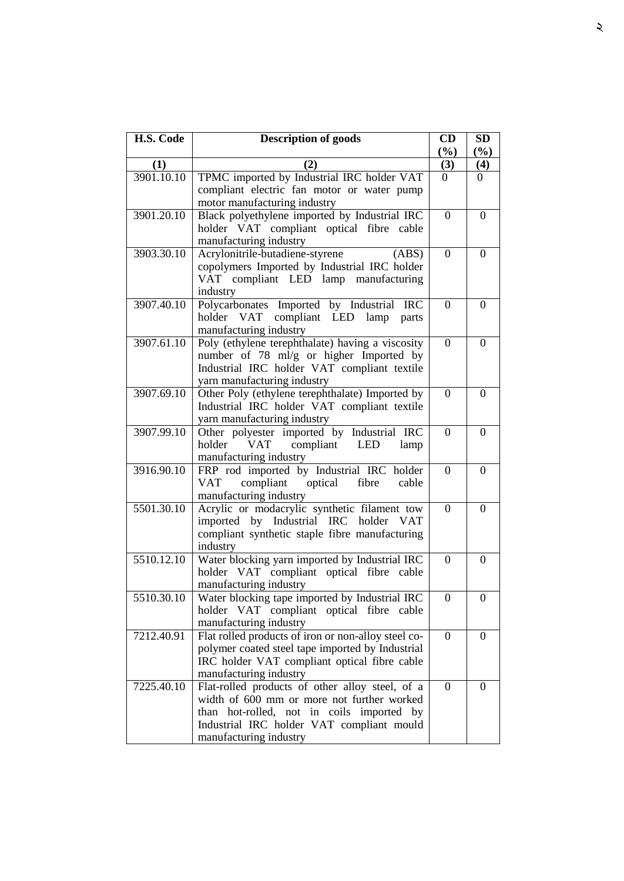| H.S. Code | Description of goods | CD (%) | SD (%) |
|---|---|---|---|
| (1) | (2) | (3) | (4) |
| 3901.10.10 | TPMC imported by Industrial IRC holder VAT compliant electric fan motor or water pump motor manufacturing industry | 0 | 0 |
| 3901.20.10 | Black polyethylene imported by Industrial IRC holder VAT compliant optical fibre cable manufacturing industry | 0 | 0 |
| 3903.30.10 | Acrylonitrile-butadiene-styrene (ABS) copolymers Imported by Industrial IRC holder VAT compliant LED lamp manufacturing industry | 0 | 0 |
| 3907.40.10 | Polycarbonates Imported by Industrial IRC holder VAT compliant LED lamp parts manufacturing industry | 0 | 0 |
| 3907.61.10 | Poly (ethylene terephthalate) having a viscosity number of 78 ml/g or higher Imported by Industrial IRC holder VAT compliant textile yarn manufacturing industry | 0 | 0 |
| 3907.69.10 | Other Poly (ethylene terephthalate) Imported by Industrial IRC holder VAT compliant textile yarn manufacturing industry | 0 | 0 |
| 3907.99.10 | Other polyester imported by Industrial IRC holder VAT compliant LED lamp manufacturing industry | 0 | 0 |
| 3916.90.10 | FRP rod imported by Industrial IRC holder VAT compliant optical fibre cable manufacturing industry | 0 | 0 |
| 5501.30.10 | Acrylic or modacrylic synthetic filament tow imported by Industrial IRC holder VAT compliant synthetic staple fibre manufacturing industry | 0 | 0 |
| 5510.12.10 | Water blocking yarn imported by Industrial IRC holder VAT compliant optical fibre cable manufacturing industry | 0 | 0 |
| 5510.30.10 | Water blocking tape imported by Industrial IRC holder VAT compliant optical fibre cable manufacturing industry | 0 | 0 |
| 7212.40.91 | Flat rolled products of iron or non-alloy steel co-polymer coated steel tape imported by Industrial IRC holder VAT compliant optical fibre cable manufacturing industry | 0 | 0 |
| 7225.40.10 | Flat-rolled products of other alloy steel, of a width of 600 mm or more not further worked than hot-rolled, not in coils imported by Industrial IRC holder VAT compliant mould manufacturing industry | 0 | 0 |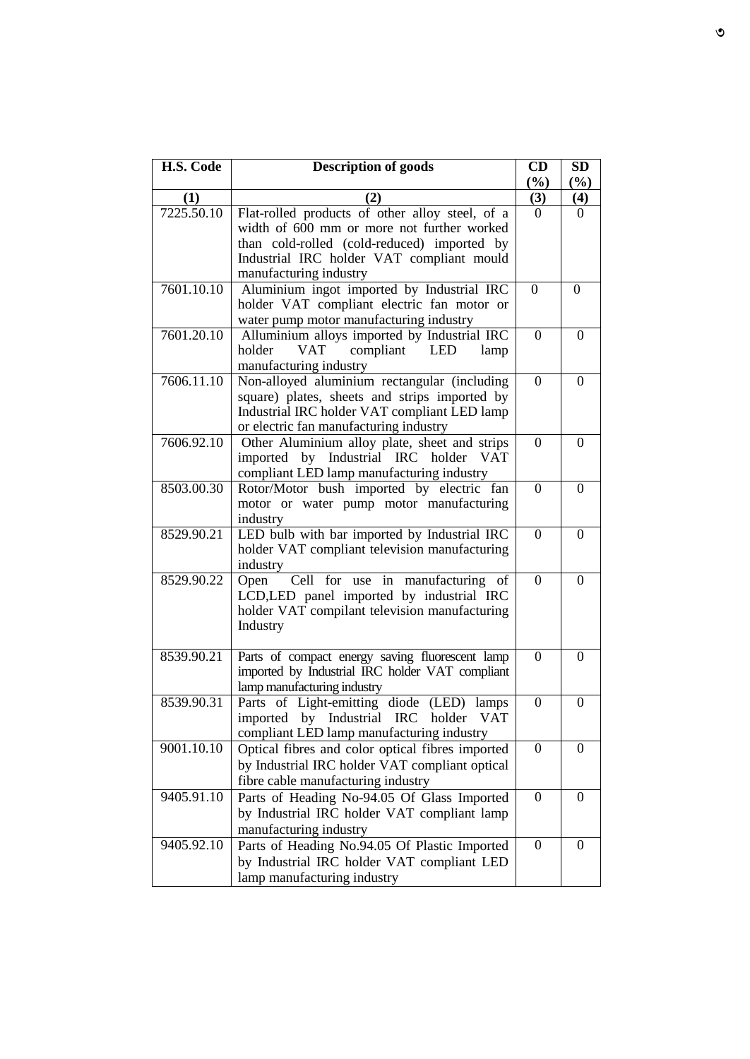| H.S. Code | Description of goods | CD (%) | SD (%) |
|---|---|---|---|
| (1) | (2) | (3) | (4) |
| 7225.50.10 | Flat-rolled products of other alloy steel, of a width of 600 mm or more not further worked than cold-rolled (cold-reduced) imported by Industrial IRC holder VAT compliant mould manufacturing industry | 0 | 0 |
| 7601.10.10 | Aluminium ingot imported by Industrial IRC holder VAT compliant electric fan motor or water pump motor manufacturing industry | 0 | 0 |
| 7601.20.10 | Alluminium alloys imported by Industrial IRC holder VAT compliant LED lamp manufacturing industry | 0 | 0 |
| 7606.11.10 | Non-alloyed aluminium rectangular (including square) plates, sheets and strips imported by Industrial IRC holder VAT compliant LED lamp or electric fan manufacturing industry | 0 | 0 |
| 7606.92.10 | Other Aluminium alloy plate, sheet and strips imported by Industrial IRC holder VAT compliant LED lamp manufacturing industry | 0 | 0 |
| 8503.00.30 | Rotor/Motor bush imported by electric fan motor or water pump motor manufacturing industry | 0 | 0 |
| 8529.90.21 | LED bulb with bar imported by Industrial IRC holder VAT compliant television manufacturing industry | 0 | 0 |
| 8529.90.22 | Open Cell for use in manufacturing of LCD,LED panel imported by industrial IRC holder VAT compilant television manufacturing Industry | 0 | 0 |
| 8539.90.21 | Parts of compact energy saving fluorescent lamp imported by Industrial IRC holder VAT compliant lamp manufacturing industry | 0 | 0 |
| 8539.90.31 | Parts of Light-emitting diode (LED) lamps imported by Industrial IRC holder VAT compliant LED lamp manufacturing industry | 0 | 0 |
| 9001.10.10 | Optical fibres and color optical fibres imported by Industrial IRC holder VAT compliant optical fibre cable manufacturing industry | 0 | 0 |
| 9405.91.10 | Parts of Heading No-94.05 Of Glass Imported by Industrial IRC holder VAT compliant lamp manufacturing industry | 0 | 0 |
| 9405.92.10 | Parts of Heading No.94.05 Of Plastic Imported by Industrial IRC holder VAT compliant LED lamp manufacturing industry | 0 | 0 |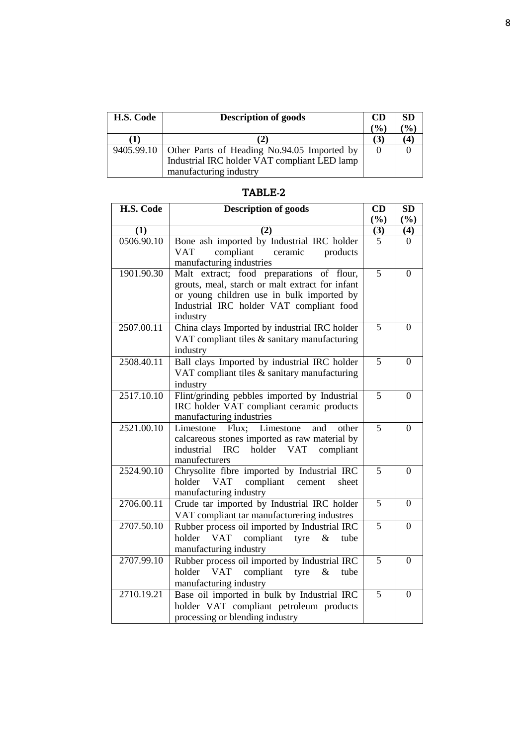| H.S. Code | Description of goods | CD (%) | SD (%) |
|---|---|---|---|
| (1) | (2) | (3) | (4) |
| 9405.99.10 | Other Parts of Heading No.94.05 Imported by Industrial IRC holder VAT compliant LED lamp manufacturing industry | 0 | 0 |

## TABLE-2

| H.S. Code | Description of goods | CD (%) | SD (%) |
|---|---|---|---|
| (1) | (2) | (3) | (4) |
| 0506.90.10 | Bone ash imported by Industrial IRC holder VAT compliant ceramic products manufacturing industries | 5 | 0 |
| 1901.90.30 | Malt extract; food preparations of flour, grouts, meal, starch or malt extract for infant or young children use in bulk imported by Industrial IRC holder VAT compliant food industry | 5 | 0 |
| 2507.00.11 | China clays Imported by industrial IRC holder VAT compliant tiles & sanitary manufacturing industry | 5 | 0 |
| 2508.40.11 | Ball clays Imported by industrial IRC holder VAT compliant tiles & sanitary manufacturing industry | 5 | 0 |
| 2517.10.10 | Flint/grinding pebbles imported by Industrial IRC holder VAT compliant ceramic products manufacturing industries | 5 | 0 |
| 2521.00.10 | Limestone Flux; Limestone and other calcareous stones imported as raw material by industrial IRC holder VAT compliant manufacturers | 5 | 0 |
| 2524.90.10 | Chrysolite fibre imported by Industrial IRC holder VAT compliant cement sheet manufacturing industry | 5 | 0 |
| 2706.00.11 | Crude tar imported by Industrial IRC holder VAT compliant tar manufacturering industres | 5 | 0 |
| 2707.50.10 | Rubber process oil imported by Industrial IRC holder VAT compliant tyre & tube manufacturing industry | 5 | 0 |
| 2707.99.10 | Rubber process oil imported by Industrial IRC holder VAT compliant tyre & tube manufacturing industry | 5 | 0 |
| 2710.19.21 | Base oil imported in bulk by Industrial IRC holder VAT compliant petroleum products processing or blending industry | 5 | 0 |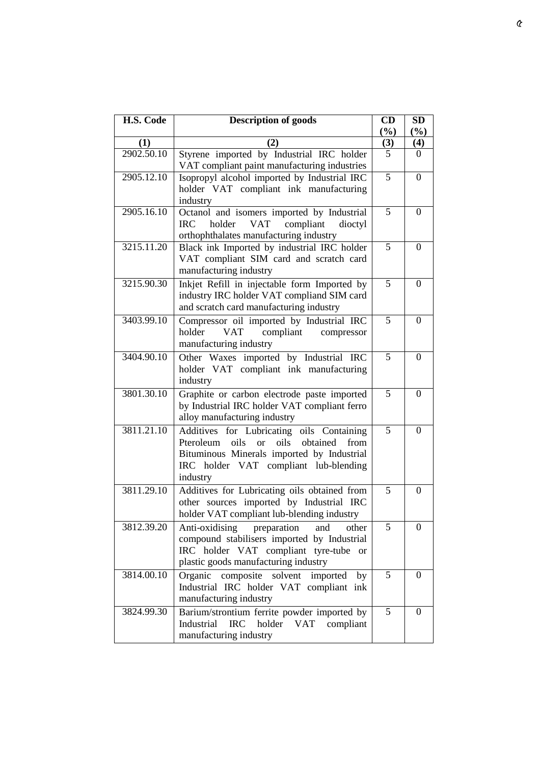| H.S. Code | Description of goods | CD (%) | SD (%) |
|---|---|---|---|
| (1) | (2) | (3) | (4) |
| 2902.50.10 | Styrene imported by Industrial IRC holder VAT compliant paint manufacturing industries | 5 | 0 |
| 2905.12.10 | Isopropyl alcohol imported by Industrial IRC holder VAT compliant ink manufacturing industry | 5 | 0 |
| 2905.16.10 | Octanol and isomers imported by Industrial IRC holder VAT compliant dioctyl orthophthalates manufacturing industry | 5 | 0 |
| 3215.11.20 | Black ink Imported by industrial IRC holder VAT compliant SIM card and scratch card manufacturing industry | 5 | 0 |
| 3215.90.30 | Inkjet Refill in injectable form Imported by industry IRC holder VAT compliand SIM card and scratch card manufacturing industry | 5 | 0 |
| 3403.99.10 | Compressor oil imported by Industrial IRC holder VAT compliant compressor manufacturing industry | 5 | 0 |
| 3404.90.10 | Other Waxes imported by Industrial IRC holder VAT compliant ink manufacturing industry | 5 | 0 |
| 3801.30.10 | Graphite or carbon electrode paste imported by Industrial IRC holder VAT compliant ferro alloy manufacturing industry | 5 | 0 |
| 3811.21.10 | Additives for Lubricating oils Containing Pteroleum oils or oils obtained from Bituminous Minerals imported by Industrial IRC holder VAT compliant lub-blending industry | 5 | 0 |
| 3811.29.10 | Additives for Lubricating oils obtained from other sources imported by Industrial IRC holder VAT compliant lub-blending industry | 5 | 0 |
| 3812.39.20 | Anti-oxidising preparation and other compound stabilisers imported by Industrial IRC holder VAT compliant tyre-tube or plastic goods manufacturing industry | 5 | 0 |
| 3814.00.10 | Organic composite solvent imported by Industrial IRC holder VAT compliant ink manufacturing industry | 5 | 0 |
| 3824.99.30 | Barium/strontium ferrite powder imported by Industrial IRC holder VAT compliant manufacturing industry | 5 | 0 |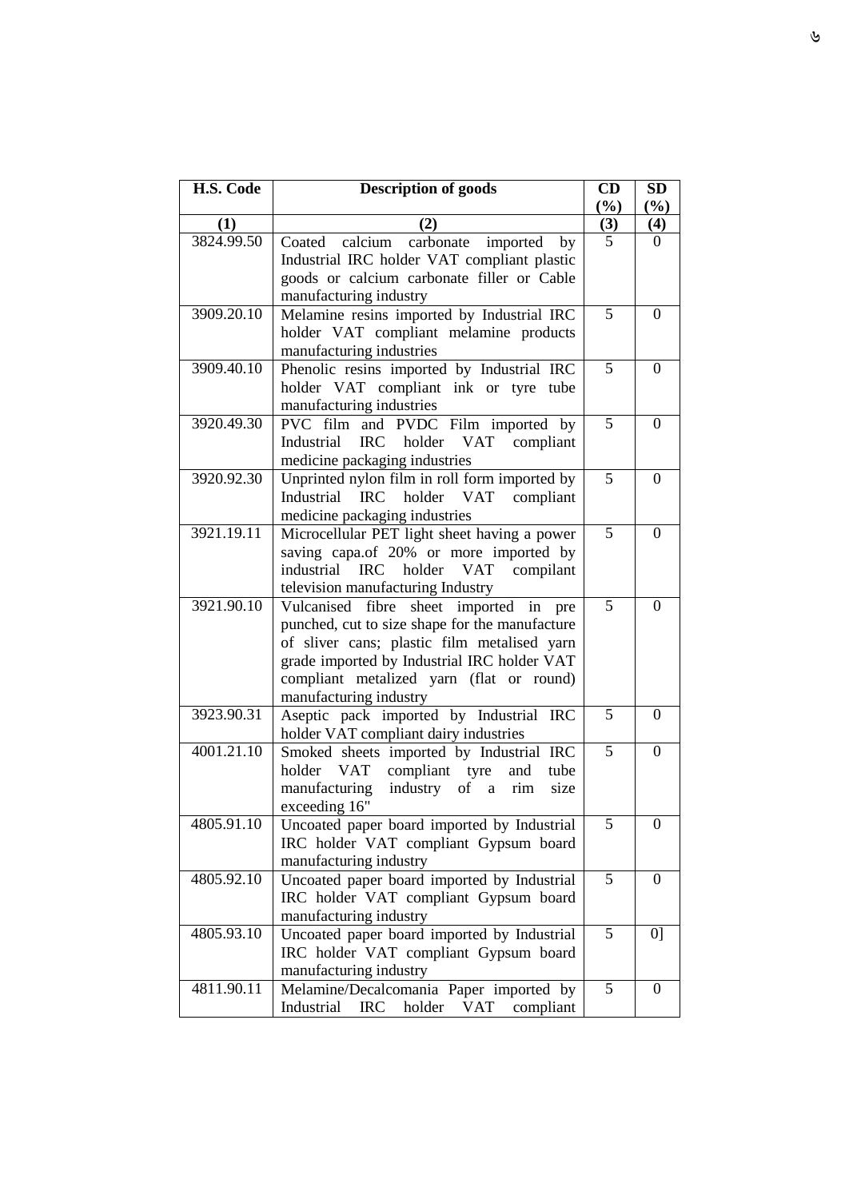| H.S. Code | Description of goods | CD (%) | SD (%) |
|---|---|---|---|
| (1) | (2) | (3) | (4) |
| 3824.99.50 | Coated calcium carbonate imported by Industrial IRC holder VAT compliant plastic goods or calcium carbonate filler or Cable manufacturing industry | 5 | 0 |
| 3909.20.10 | Melamine resins imported by Industrial IRC holder VAT compliant melamine products manufacturing industries | 5 | 0 |
| 3909.40.10 | Phenolic resins imported by Industrial IRC holder VAT compliant ink or tyre tube manufacturing industries | 5 | 0 |
| 3920.49.30 | PVC film and PVDC Film imported by Industrial IRC holder VAT compliant medicine packaging industries | 5 | 0 |
| 3920.92.30 | Unprinted nylon film in roll form imported by Industrial IRC holder VAT compliant medicine packaging industries | 5 | 0 |
| 3921.19.11 | Microcellular PET light sheet having a power saving capa.of 20% or more imported by industrial IRC holder VAT compilant television manufacturing Industry | 5 | 0 |
| 3921.90.10 | Vulcanised fibre sheet imported in pre punched, cut to size shape for the manufacture of sliver cans; plastic film metalised yarn grade imported by Industrial IRC holder VAT compliant metalized yarn (flat or round) manufacturing industry | 5 | 0 |
| 3923.90.31 | Aseptic pack imported by Industrial IRC holder VAT compliant dairy industries | 5 | 0 |
| 4001.21.10 | Smoked sheets imported by Industrial IRC holder VAT compliant tyre and tube manufacturing industry of a rim size exceeding 16" | 5 | 0 |
| 4805.91.10 | Uncoated paper board imported by Industrial IRC holder VAT compliant Gypsum board manufacturing industry | 5 | 0 |
| 4805.92.10 | Uncoated paper board imported by Industrial IRC holder VAT compliant Gypsum board manufacturing industry | 5 | 0 |
| 4805.93.10 | Uncoated paper board imported by Industrial IRC holder VAT compliant Gypsum board manufacturing industry | 5 | 0] |
| 4811.90.11 | Melamine/Decalcomania Paper imported by Industrial IRC holder VAT compliant | 5 | 0 |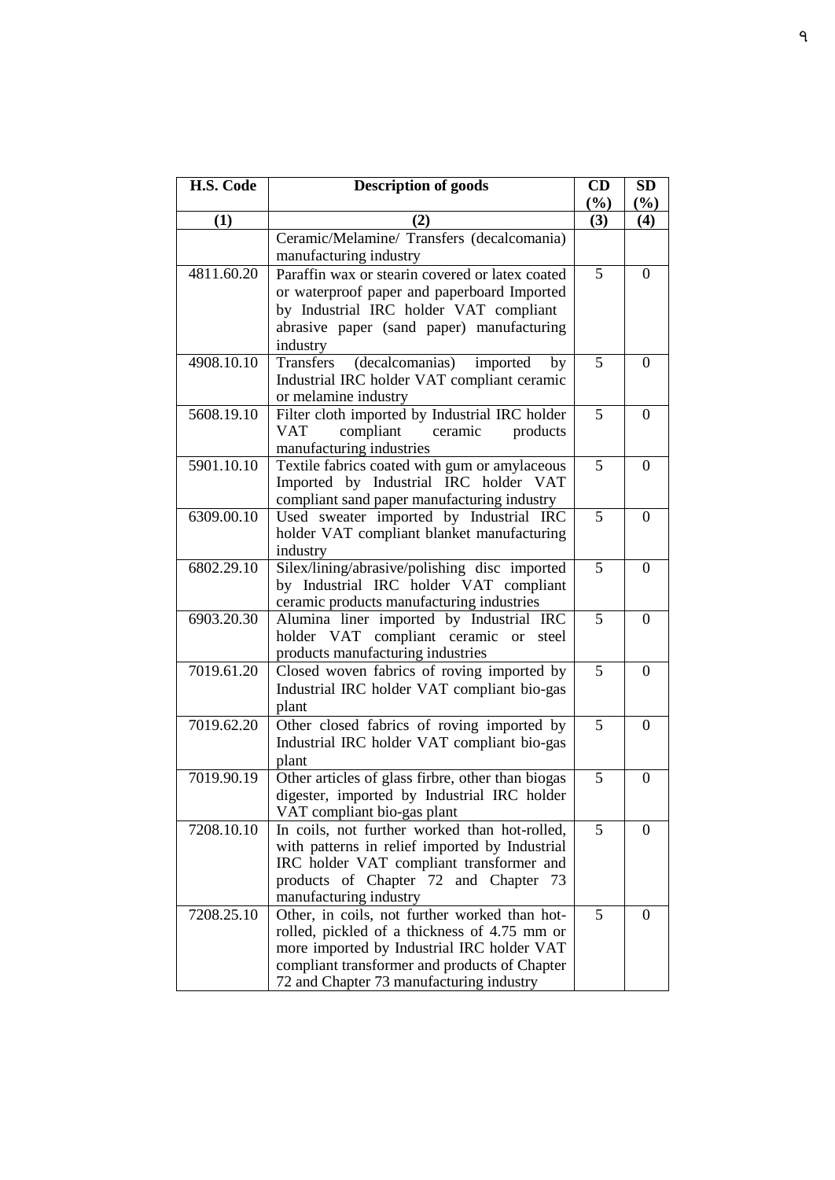| H.S. Code | Description of goods | CD (%) | SD (%) |
|---|---|---|---|
| (1) | (2) | (3) | (4) |
| | Ceramic/Melamine/ Transfers (decalcomania) manufacturing industry | | |
| 4811.60.20 | Paraffin wax or stearin covered or latex coated or waterproof paper and paperboard Imported by Industrial IRC holder VAT compliant abrasive paper (sand paper) manufacturing industry | 5 | 0 |
| 4908.10.10 | Transfers (decalcomanias) imported by Industrial IRC holder VAT compliant ceramic or melamine industry | 5 | 0 |
| 5608.19.10 | Filter cloth imported by Industrial IRC holder VAT compliant ceramic products manufacturing industries | 5 | 0 |
| 5901.10.10 | Textile fabrics coated with gum or amylaceous Imported by Industrial IRC holder VAT compliant sand paper manufacturing industry | 5 | 0 |
| 6309.00.10 | Used sweater imported by Industrial IRC holder VAT compliant blanket manufacturing industry | 5 | 0 |
| 6802.29.10 | Silex/lining/abrasive/polishing disc imported by Industrial IRC holder VAT compliant ceramic products manufacturing industries | 5 | 0 |
| 6903.20.30 | Alumina liner imported by Industrial IRC holder VAT compliant ceramic or steel products manufacturing industries | 5 | 0 |
| 7019.61.20 | Closed woven fabrics of roving imported by Industrial IRC holder VAT compliant bio-gas plant | 5 | 0 |
| 7019.62.20 | Other closed fabrics of roving imported by Industrial IRC holder VAT compliant bio-gas plant | 5 | 0 |
| 7019.90.19 | Other articles of glass firbre, other than biogas digester, imported by Industrial IRC holder VAT compliant bio-gas plant | 5 | 0 |
| 7208.10.10 | In coils, not further worked than hot-rolled, with patterns in relief imported by Industrial IRC holder VAT compliant transformer and products of Chapter 72 and Chapter 73 manufacturing industry | 5 | 0 |
| 7208.25.10 | Other, in coils, not further worked than hot-rolled, pickled of a thickness of 4.75 mm or more imported by Industrial IRC holder VAT compliant transformer and products of Chapter 72 and Chapter 73 manufacturing industry | 5 | 0 |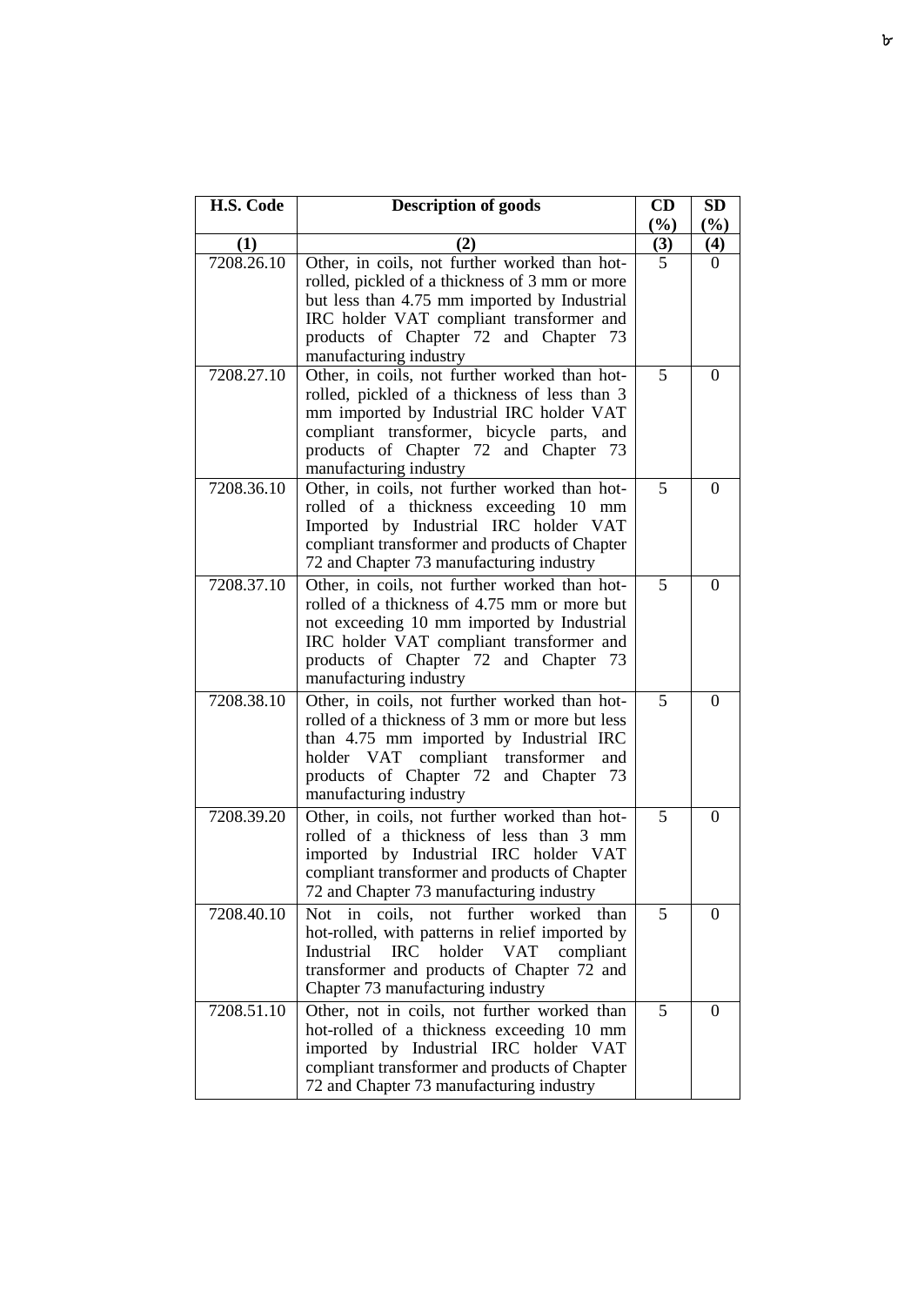| H.S. Code | Description of goods | CD (%) | SD (%) |
|---|---|---|---|
| (1) | (2) | (3) | (4) |
| 7208.26.10 | Other, in coils, not further worked than hot-rolled, pickled of a thickness of 3 mm or more but less than 4.75 mm imported by Industrial IRC holder VAT compliant transformer and products of Chapter 72 and Chapter 73 manufacturing industry | 5 | 0 |
| 7208.27.10 | Other, in coils, not further worked than hot-rolled, pickled of a thickness of less than 3 mm imported by Industrial IRC holder VAT compliant transformer, bicycle parts, and products of Chapter 72 and Chapter 73 manufacturing industry | 5 | 0 |
| 7208.36.10 | Other, in coils, not further worked than hot-rolled of a thickness exceeding 10 mm Imported by Industrial IRC holder VAT compliant transformer and products of Chapter 72 and Chapter 73 manufacturing industry | 5 | 0 |
| 7208.37.10 | Other, in coils, not further worked than hot-rolled of a thickness of 4.75 mm or more but not exceeding 10 mm imported by Industrial IRC holder VAT compliant transformer and products of Chapter 72 and Chapter 73 manufacturing industry | 5 | 0 |
| 7208.38.10 | Other, in coils, not further worked than hot-rolled of a thickness of 3 mm or more but less than 4.75 mm imported by Industrial IRC holder VAT compliant transformer and products of Chapter 72 and Chapter 73 manufacturing industry | 5 | 0 |
| 7208.39.20 | Other, in coils, not further worked than hot-rolled of a thickness of less than 3 mm imported by Industrial IRC holder VAT compliant transformer and products of Chapter 72 and Chapter 73 manufacturing industry | 5 | 0 |
| 7208.40.10 | Not in coils, not further worked than hot-rolled, with patterns in relief imported by Industrial IRC holder VAT compliant transformer and products of Chapter 72 and Chapter 73 manufacturing industry | 5 | 0 |
| 7208.51.10 | Other, not in coils, not further worked than hot-rolled of a thickness exceeding 10 mm imported by Industrial IRC holder VAT compliant transformer and products of Chapter 72 and Chapter 73 manufacturing industry | 5 | 0 |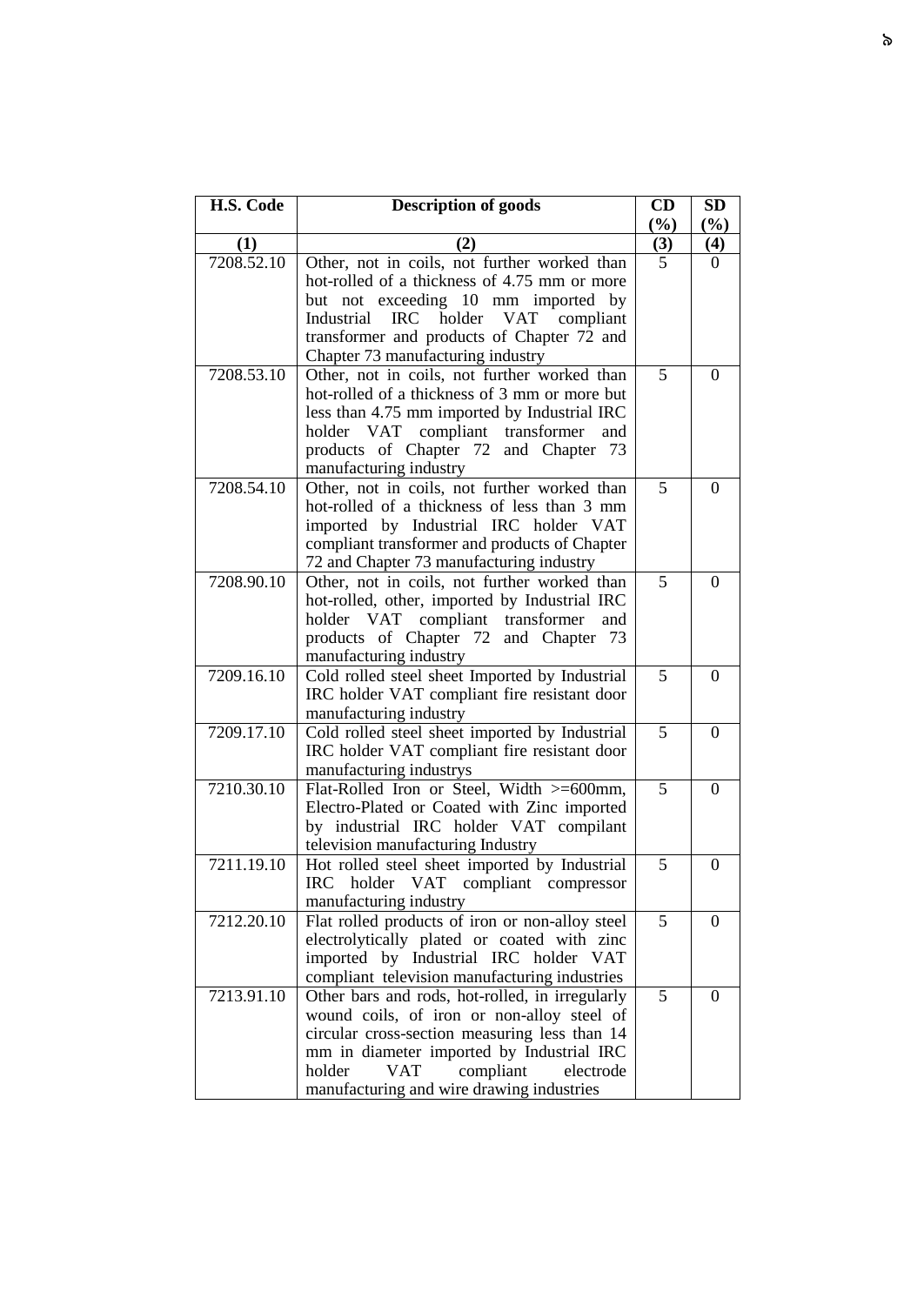| H.S. Code | Description of goods | CD (%) | SD (%) |
|---|---|---|---|
| (1) | (2) | (3) | (4) |
| 7208.52.10 | Other, not in coils, not further worked than hot-rolled of a thickness of 4.75 mm or more but not exceeding 10 mm imported by Industrial IRC holder VAT compliant transformer and products of Chapter 72 and Chapter 73 manufacturing industry | 5 | 0 |
| 7208.53.10 | Other, not in coils, not further worked than hot-rolled of a thickness of 3 mm or more but less than 4.75 mm imported by Industrial IRC holder VAT compliant transformer and products of Chapter 72 and Chapter 73 manufacturing industry | 5 | 0 |
| 7208.54.10 | Other, not in coils, not further worked than hot-rolled of a thickness of less than 3 mm imported by Industrial IRC holder VAT compliant transformer and products of Chapter 72 and Chapter 73 manufacturing industry | 5 | 0 |
| 7208.90.10 | Other, not in coils, not further worked than hot-rolled, other, imported by Industrial IRC holder VAT compliant transformer and products of Chapter 72 and Chapter 73 manufacturing industry | 5 | 0 |
| 7209.16.10 | Cold rolled steel sheet Imported by Industrial IRC holder VAT compliant fire resistant door manufacturing industry | 5 | 0 |
| 7209.17.10 | Cold rolled steel sheet imported by Industrial IRC holder VAT compliant fire resistant door manufacturing industrys | 5 | 0 |
| 7210.30.10 | Flat-Rolled Iron or Steel, Width >=600mm, Electro-Plated or Coated with Zinc imported by industrial IRC holder VAT compilant television manufacturing Industry | 5 | 0 |
| 7211.19.10 | Hot rolled steel sheet imported by Industrial IRC holder VAT compliant compressor manufacturing industry | 5 | 0 |
| 7212.20.10 | Flat rolled products of iron or non-alloy steel electrolytically plated or coated with zinc imported by Industrial IRC holder VAT compliant television manufacturing industries | 5 | 0 |
| 7213.91.10 | Other bars and rods, hot-rolled, in irregularly wound coils, of iron or non-alloy steel of circular cross-section measuring less than 14 mm in diameter imported by Industrial IRC holder VAT compliant electrode manufacturing and wire drawing industries | 5 | 0 |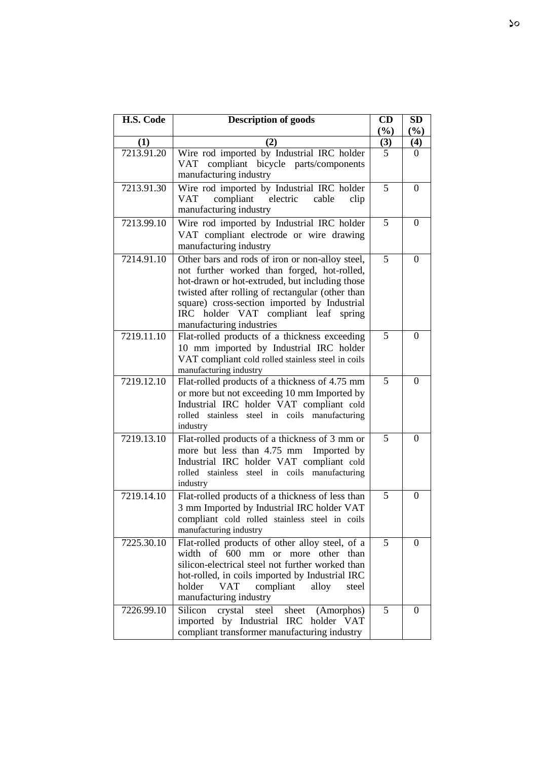| H.S. Code | Description of goods | CD (%) | SD (%) |
|---|---|---|---|
| (1) | (2) | (3) | (4) |
| 7213.91.20 | Wire rod imported by Industrial IRC holder VAT compliant bicycle parts/components manufacturing industry | 5 | 0 |
| 7213.91.30 | Wire rod imported by Industrial IRC holder VAT compliant electric cable clip manufacturing industry | 5 | 0 |
| 7213.99.10 | Wire rod imported by Industrial IRC holder VAT compliant electrode or wire drawing manufacturing industry | 5 | 0 |
| 7214.91.10 | Other bars and rods of iron or non-alloy steel, not further worked than forged, hot-rolled, hot-drawn or hot-extruded, but including those twisted after rolling of rectangular (other than square) cross-section imported by Industrial IRC holder VAT compliant leaf spring manufacturing industries | 5 | 0 |
| 7219.11.10 | Flat-rolled products of a thickness exceeding 10 mm imported by Industrial IRC holder VAT compliant cold rolled stainless steel in coils manufacturing industry | 5 | 0 |
| 7219.12.10 | Flat-rolled products of a thickness of 4.75 mm or more but not exceeding 10 mm Imported by Industrial IRC holder VAT compliant cold rolled stainless steel in coils manufacturing industry | 5 | 0 |
| 7219.13.10 | Flat-rolled products of a thickness of 3 mm or more but less than 4.75 mm Imported by Industrial IRC holder VAT compliant cold rolled stainless steel in coils manufacturing industry | 5 | 0 |
| 7219.14.10 | Flat-rolled products of a thickness of less than 3 mm Imported by Industrial IRC holder VAT compliant cold rolled stainless steel in coils manufacturing industry | 5 | 0 |
| 7225.30.10 | Flat-rolled products of other alloy steel, of a width of 600 mm or more other than silicon-electrical steel not further worked than hot-rolled, in coils imported by Industrial IRC holder VAT compliant alloy steel manufacturing industry | 5 | 0 |
| 7226.99.10 | Silicon crystal steel sheet (Amorphos) imported by Industrial IRC holder VAT compliant transformer manufacturing industry | 5 | 0 |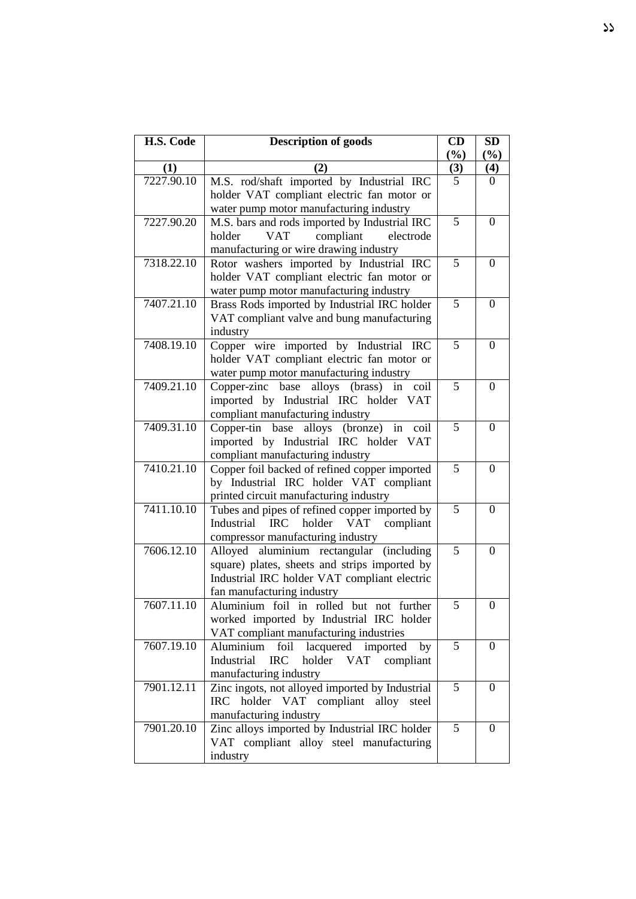| H.S. Code | Description of goods | CD (%) | SD (%) |
|---|---|---|---|
| (1) | (2) | (3) | (4) |
| 7227.90.10 | M.S. rod/shaft imported by Industrial IRC holder VAT compliant electric fan motor or water pump motor manufacturing industry | 5 | 0 |
| 7227.90.20 | M.S. bars and rods imported by Industrial IRC holder VAT compliant electrode manufacturing or wire drawing industry | 5 | 0 |
| 7318.22.10 | Rotor washers imported by Industrial IRC holder VAT compliant electric fan motor or water pump motor manufacturing industry | 5 | 0 |
| 7407.21.10 | Brass Rods imported by Industrial IRC holder VAT compliant valve and bung manufacturing industry | 5 | 0 |
| 7408.19.10 | Copper wire imported by Industrial IRC holder VAT compliant electric fan motor or water pump motor manufacturing industry | 5 | 0 |
| 7409.21.10 | Copper-zinc base alloys (brass) in coil imported by Industrial IRC holder VAT compliant manufacturing industry | 5 | 0 |
| 7409.31.10 | Copper-tin base alloys (bronze) in coil imported by Industrial IRC holder VAT compliant manufacturing industry | 5 | 0 |
| 7410.21.10 | Copper foil backed of refined copper imported by Industrial IRC holder VAT compliant printed circuit manufacturing industry | 5 | 0 |
| 7411.10.10 | Tubes and pipes of refined copper imported by Industrial IRC holder VAT compliant compressor manufacturing industry | 5 | 0 |
| 7606.12.10 | Alloyed aluminium rectangular (including square) plates, sheets and strips imported by Industrial IRC holder VAT compliant electric fan manufacturing industry | 5 | 0 |
| 7607.11.10 | Aluminium foil in rolled but not further worked imported by Industrial IRC holder VAT compliant manufacturing industries | 5 | 0 |
| 7607.19.10 | Aluminium foil lacquered imported by Industrial IRC holder VAT compliant manufacturing industry | 5 | 0 |
| 7901.12.11 | Zinc ingots, not alloyed imported by Industrial IRC holder VAT compliant alloy steel manufacturing industry | 5 | 0 |
| 7901.20.10 | Zinc alloys imported by Industrial IRC holder VAT compliant alloy steel manufacturing industry | 5 | 0 |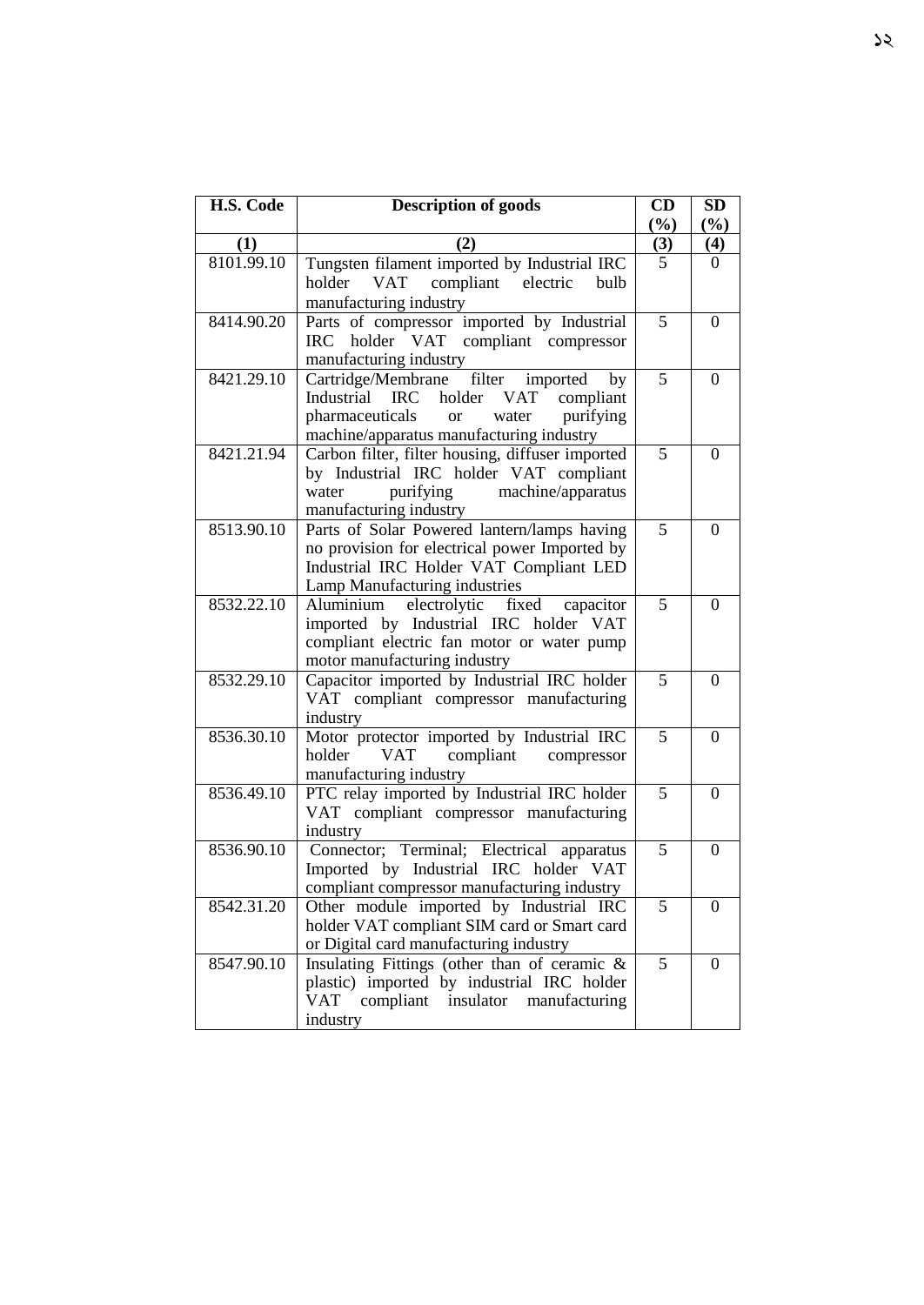| H.S. Code | Description of goods | CD (%) | SD (%) |
|---|---|---|---|
| (1) | (2) | (3) | (4) |
| 8101.99.10 | Tungsten filament imported by Industrial IRC holder VAT compliant electric bulb manufacturing industry | 5 | 0 |
| 8414.90.20 | Parts of compressor imported by Industrial IRC holder VAT compliant compressor manufacturing industry | 5 | 0 |
| 8421.29.10 | Cartridge/Membrane filter imported by Industrial IRC holder VAT compliant pharmaceuticals or water purifying machine/apparatus manufacturing industry | 5 | 0 |
| 8421.21.94 | Carbon filter, filter housing, diffuser imported by Industrial IRC holder VAT compliant water purifying machine/apparatus manufacturing industry | 5 | 0 |
| 8513.90.10 | Parts of Solar Powered lantern/lamps having no provision for electrical power Imported by Industrial IRC Holder VAT Compliant LED Lamp Manufacturing industries | 5 | 0 |
| 8532.22.10 | Aluminium electrolytic fixed capacitor imported by Industrial IRC holder VAT compliant electric fan motor or water pump motor manufacturing industry | 5 | 0 |
| 8532.29.10 | Capacitor imported by Industrial IRC holder VAT compliant compressor manufacturing industry | 5 | 0 |
| 8536.30.10 | Motor protector imported by Industrial IRC holder VAT compliant compressor manufacturing industry | 5 | 0 |
| 8536.49.10 | PTC relay imported by Industrial IRC holder VAT compliant compressor manufacturing industry | 5 | 0 |
| 8536.90.10 | Connector; Terminal; Electrical apparatus Imported by Industrial IRC holder VAT compliant compressor manufacturing industry | 5 | 0 |
| 8542.31.20 | Other module imported by Industrial IRC holder VAT compliant SIM card or Smart card or Digital card manufacturing industry | 5 | 0 |
| 8547.90.10 | Insulating Fittings (other than of ceramic & plastic) imported by industrial IRC holder VAT compliant insulator manufacturing industry | 5 | 0 |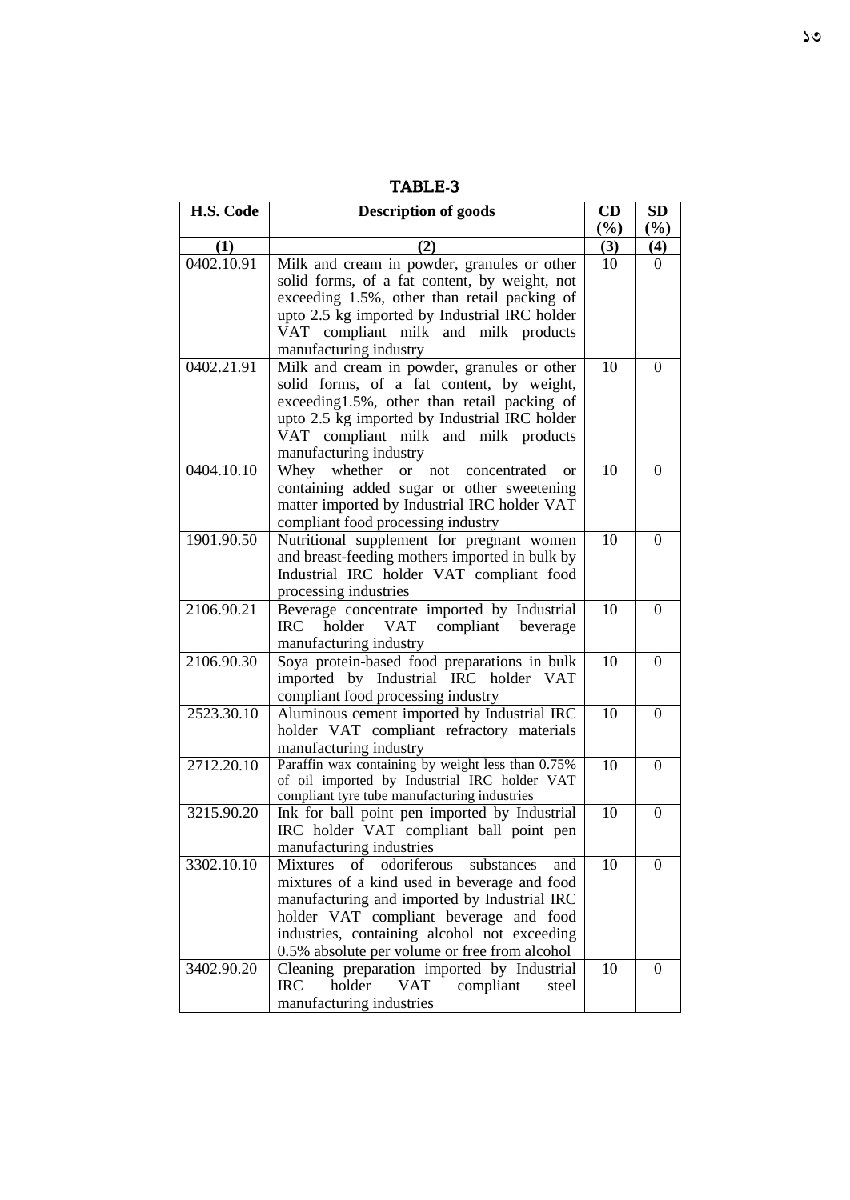TABLE-3

| H.S. Code | Description of goods | CD (%) | SD (%) |
|---|---|---|---|
| (1) | (2) | (3) | (4) |
| 0402.10.91 | Milk and cream in powder, granules or other solid forms, of a fat content, by weight, not exceeding 1.5%, other than retail packing of upto 2.5 kg imported by Industrial IRC holder VAT compliant milk and milk products manufacturing industry | 10 | 0 |
| 0402.21.91 | Milk and cream in powder, granules or other solid forms, of a fat content, by weight, exceeding1.5%, other than retail packing of upto 2.5 kg imported by Industrial IRC holder VAT compliant milk and milk products manufacturing industry | 10 | 0 |
| 0404.10.10 | Whey whether or not concentrated or containing added sugar or other sweetening matter imported by Industrial IRC holder VAT compliant food processing industry | 10 | 0 |
| 1901.90.50 | Nutritional supplement for pregnant women and breast-feeding mothers imported in bulk by Industrial IRC holder VAT compliant food processing industries | 10 | 0 |
| 2106.90.21 | Beverage concentrate imported by Industrial IRC holder VAT compliant beverage manufacturing industry | 10 | 0 |
| 2106.90.30 | Soya protein-based food preparations in bulk imported by Industrial IRC holder VAT compliant food processing industry | 10 | 0 |
| 2523.30.10 | Aluminous cement imported by Industrial IRC holder VAT compliant refractory materials manufacturing industry | 10 | 0 |
| 2712.20.10 | Paraffin wax containing by weight less than 0.75% of oil imported by Industrial IRC holder VAT compliant tyre tube manufacturing industries | 10 | 0 |
| 3215.90.20 | Ink for ball point pen imported by Industrial IRC holder VAT compliant ball point pen manufacturing industries | 10 | 0 |
| 3302.10.10 | Mixtures of odoriferous substances and mixtures of a kind used in beverage and food manufacturing and imported by Industrial IRC holder VAT compliant beverage and food industries, containing alcohol not exceeding 0.5% absolute per volume or free from alcohol | 10 | 0 |
| 3402.90.20 | Cleaning preparation imported by Industrial IRC holder VAT compliant steel manufacturing industries | 10 | 0 |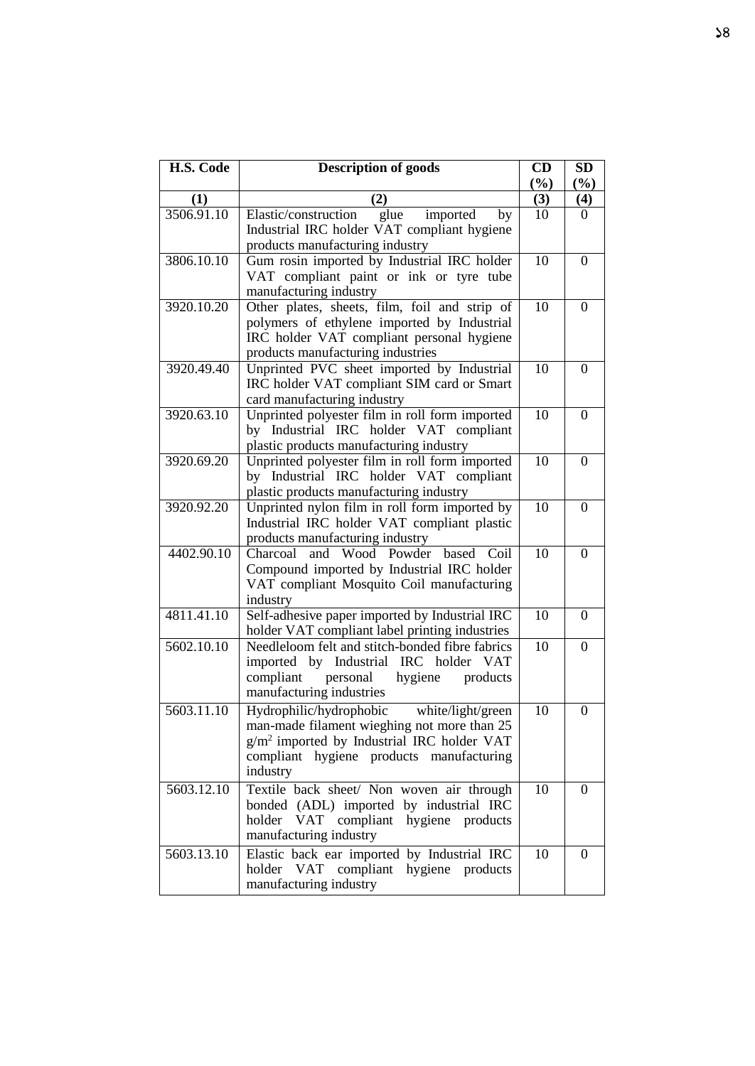| H.S. Code | Description of goods | CD (%) | SD (%) |
|---|---|---|---|
| (1) | (2) | (3) | (4) |
| 3506.91.10 | Elastic/construction glue imported by Industrial IRC holder VAT compliant hygiene products manufacturing industry | 10 | 0 |
| 3806.10.10 | Gum rosin imported by Industrial IRC holder VAT compliant paint or ink or tyre tube manufacturing industry | 10 | 0 |
| 3920.10.20 | Other plates, sheets, film, foil and strip of polymers of ethylene imported by Industrial IRC holder VAT compliant personal hygiene products manufacturing industries | 10 | 0 |
| 3920.49.40 | Unprinted PVC sheet imported by Industrial IRC holder VAT compliant SIM card or Smart card manufacturing industry | 10 | 0 |
| 3920.63.10 | Unprinted polyester film in roll form imported by Industrial IRC holder VAT compliant plastic products manufacturing industry | 10 | 0 |
| 3920.69.20 | Unprinted polyester film in roll form imported by Industrial IRC holder VAT compliant plastic products manufacturing industry | 10 | 0 |
| 3920.92.20 | Unprinted nylon film in roll form imported by Industrial IRC holder VAT compliant plastic products manufacturing industry | 10 | 0 |
| 4402.90.10 | Charcoal and Wood Powder based Coil Compound imported by Industrial IRC holder VAT compliant Mosquito Coil manufacturing industry | 10 | 0 |
| 4811.41.10 | Self-adhesive paper imported by Industrial IRC holder VAT compliant label printing industries | 10 | 0 |
| 5602.10.10 | Needleloom felt and stitch-bonded fibre fabrics imported by Industrial IRC holder VAT compliant personal hygiene products manufacturing industries | 10 | 0 |
| 5603.11.10 | Hydrophilic/hydrophobic white/light/green man-made filament wieghing not more than 25 $g/m^2$ imported by Industrial IRC holder VAT compliant hygiene products manufacturing industry | 10 | 0 |
| 5603.12.10 | Textile back sheet/ Non woven air through bonded (ADL) imported by industrial IRC holder VAT compliant hygiene products manufacturing industry | 10 | 0 |
| 5603.13.10 | Elastic back ear imported by Industrial IRC holder VAT compliant hygiene products manufacturing industry | 10 | 0 |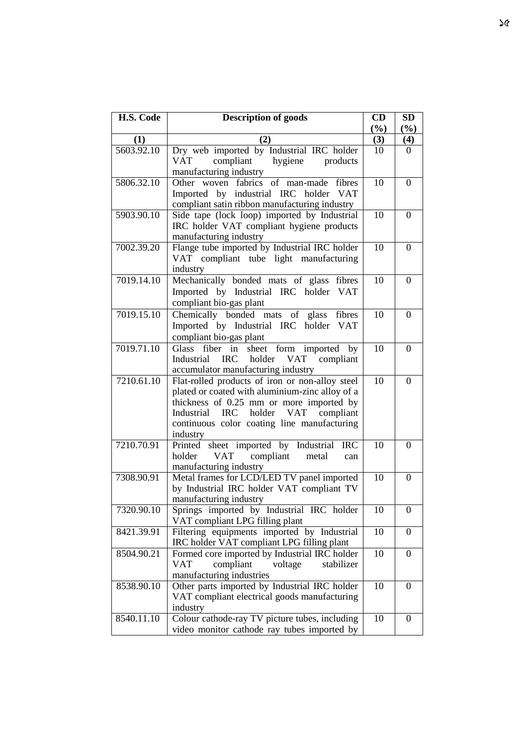| H.S. Code | Description of goods | CD (%) | SD (%) |
|---|---|---|---|
| (1) | (2) | (3) | (4) |
| 5603.92.10 | Dry web imported by Industrial IRC holder VAT compliant hygiene products manufacturing industry | 10 | 0 |
| 5806.32.10 | Other woven fabrics of man-made fibres Imported by industrial IRC holder VAT compliant satin ribbon manufacturing industry | 10 | 0 |
| 5903.90.10 | Side tape (lock loop) imported by Industrial IRC holder VAT compliant hygiene products manufacturing industry | 10 | 0 |
| 7002.39.20 | Flange tube imported by Industrial IRC holder VAT compliant tube light manufacturing industry | 10 | 0 |
| 7019.14.10 | Mechanically bonded mats of glass fibres Imported by Industrial IRC holder VAT compliant bio-gas plant | 10 | 0 |
| 7019.15.10 | Chemically bonded mats of glass fibres Imported by Industrial IRC holder VAT compliant bio-gas plant | 10 | 0 |
| 7019.71.10 | Glass fiber in sheet form imported by Industrial IRC holder VAT compliant accumulator manufacturing industry | 10 | 0 |
| 7210.61.10 | Flat-rolled products of iron or non-alloy steel plated or coated with aluminium-zinc alloy of a thickness of 0.25 mm or more imported by Industrial IRC holder VAT compliant continuous color coating line manufacturing industry | 10 | 0 |
| 7210.70.91 | Printed sheet imported by Industrial IRC holder VAT compliant metal can manufacturing industry | 10 | 0 |
| 7308.90.91 | Metal frames for LCD/LED TV panel imported by Industrial IRC holder VAT compliant TV manufacturing industry | 10 | 0 |
| 7320.90.10 | Springs imported by Industrial IRC holder VAT compliant LPG filling plant | 10 | 0 |
| 8421.39.91 | Filtering equipments imported by Industrial IRC holder VAT compliant LPG filling plant | 10 | 0 |
| 8504.90.21 | Formed core imported by Industrial IRC holder VAT compliant voltage stabilizer manufacturing industries | 10 | 0 |
| 8538.90.10 | Other parts imported by Industrial IRC holder VAT compliant electrical goods manufacturing industry | 10 | 0 |
| 8540.11.10 | Colour cathode-ray TV picture tubes, including video monitor cathode ray tubes imported by | 10 | 0 |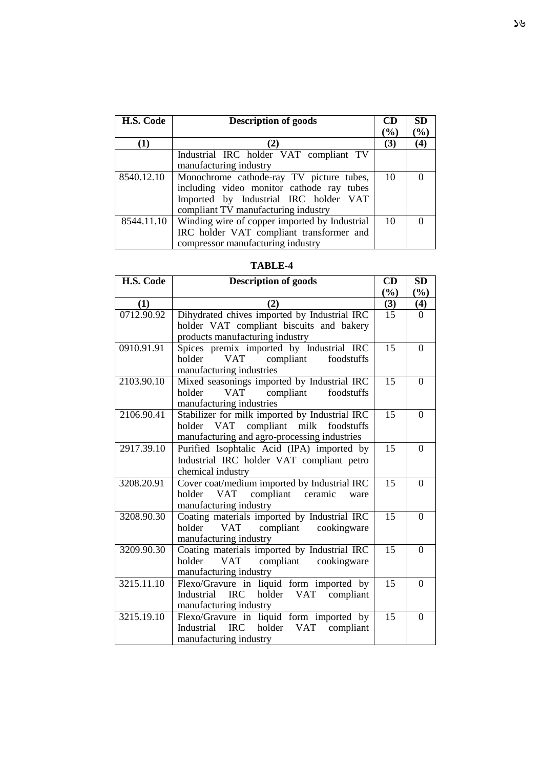| H.S. Code | Description of goods | CD (%) | SD (%) |
|---|---|---|---|
| (1) | (2) | (3) | (4) |
| | Industrial IRC holder VAT compliant TV manufacturing industry | | |
| 8540.12.10 | Monochrome cathode-ray TV picture tubes, including video monitor cathode ray tubes Imported by Industrial IRC holder VAT compliant TV manufacturing industry | 10 | 0 |
| 8544.11.10 | Winding wire of copper imported by Industrial IRC holder VAT compliant transformer and compressor manufacturing industry | 10 | 0 |

**TABLE-4**

| H.S. Code | Description of goods | CD (%) | SD (%) |
|---|---|---|---|
| (1) | (2) | (3) | (4) |
| 0712.90.92 | Dihydrated chives imported by Industrial IRC holder VAT compliant biscuits and bakery products manufacturing industry | 15 | 0 |
| 0910.91.91 | Spices premix imported by Industrial IRC holder VAT compliant foodstuffs manufacturing industries | 15 | 0 |
| 2103.90.10 | Mixed seasonings imported by Industrial IRC holder VAT compliant foodstuffs manufacturing industries | 15 | 0 |
| 2106.90.41 | Stabilizer for milk imported by Industrial IRC holder VAT compliant milk foodstuffs manufacturing and agro-processing industries | 15 | 0 |
| 2917.39.10 | Purified Isophtalic Acid (IPA) imported by Industrial IRC holder VAT compliant petro chemical industry | 15 | 0 |
| 3208.20.91 | Cover coat/medium imported by Industrial IRC holder VAT compliant ceramic ware manufacturing industry | 15 | 0 |
| 3208.90.30 | Coating materials imported by Industrial IRC holder VAT compliant cookingware manufacturing industry | 15 | 0 |
| 3209.90.30 | Coating materials imported by Industrial IRC holder VAT compliant cookingware manufacturing industry | 15 | 0 |
| 3215.11.10 | Flexo/Gravure in liquid form imported by Industrial IRC holder VAT compliant manufacturing industry | 15 | 0 |
| 3215.19.10 | Flexo/Gravure in liquid form imported by Industrial IRC holder VAT compliant manufacturing industry | 15 | 0 |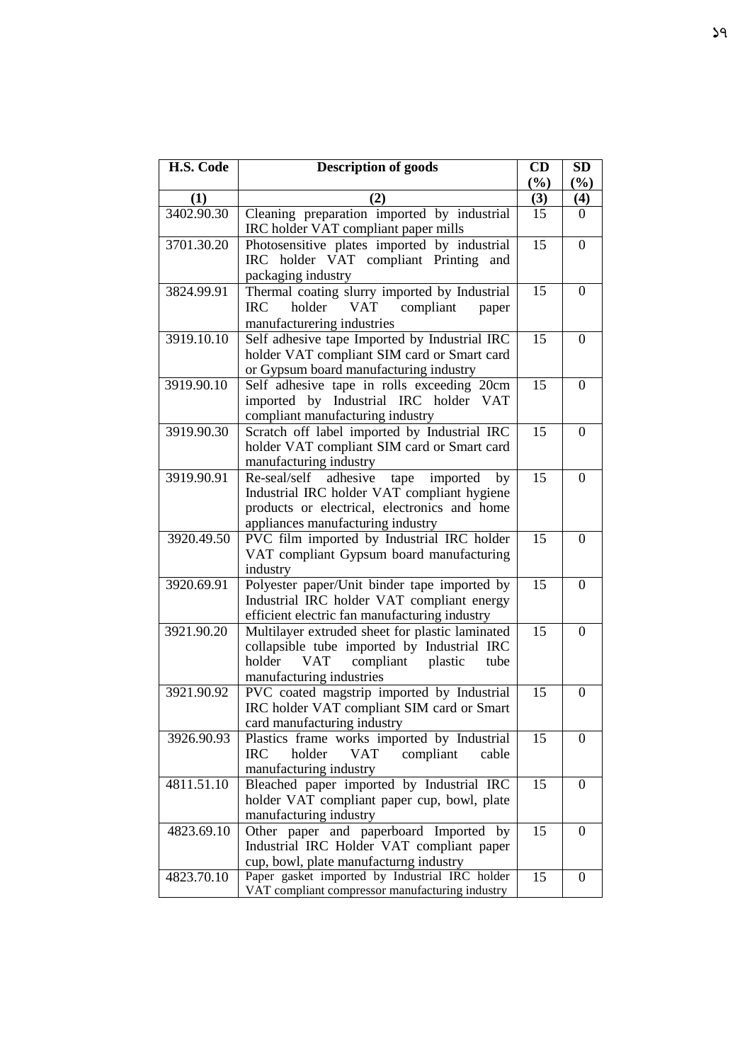| H.S. Code | Description of goods | CD (%) | SD (%) |
|---|---|---|---|
| (1) | (2) | (3) | (4) |
| 3402.90.30 | Cleaning preparation imported by industrial IRC holder VAT compliant paper mills | 15 | 0 |
| 3701.30.20 | Photosensitive plates imported by industrial IRC holder VAT compliant Printing and packaging industry | 15 | 0 |
| 3824.99.91 | Thermal coating slurry imported by Industrial IRC holder VAT compliant paper manufacturering industries | 15 | 0 |
| 3919.10.10 | Self adhesive tape Imported by Industrial IRC holder VAT compliant SIM card or Smart card or Gypsum board manufacturing industry | 15 | 0 |
| 3919.90.10 | Self adhesive tape in rolls exceeding 20cm imported by Industrial IRC holder VAT compliant manufacturing industry | 15 | 0 |
| 3919.90.30 | Scratch off label imported by Industrial IRC holder VAT compliant SIM card or Smart card manufacturing industry | 15 | 0 |
| 3919.90.91 | Re-seal/self adhesive tape imported by Industrial IRC holder VAT compliant hygiene products or electrical, electronics and home appliances manufacturing industry | 15 | 0 |
| 3920.49.50 | PVC film imported by Industrial IRC holder VAT compliant Gypsum board manufacturing industry | 15 | 0 |
| 3920.69.91 | Polyester paper/Unit binder tape imported by Industrial IRC holder VAT compliant energy efficient electric fan manufacturing industry | 15 | 0 |
| 3921.90.20 | Multilayer extruded sheet for plastic laminated collapsible tube imported by Industrial IRC holder VAT compliant plastic tube manufacturing industries | 15 | 0 |
| 3921.90.92 | PVC coated magstrip imported by Industrial IRC holder VAT compliant SIM card or Smart card manufacturing industry | 15 | 0 |
| 3926.90.93 | Plastics frame works imported by Industrial IRC holder VAT compliant cable manufacturing industry | 15 | 0 |
| 4811.51.10 | Bleached paper imported by Industrial IRC holder VAT compliant paper cup, bowl, plate manufacturing industry | 15 | 0 |
| 4823.69.10 | Other paper and paperboard Imported by Industrial IRC Holder VAT compliant paper cup, bowl, plate manufacturng industry | 15 | 0 |
| 4823.70.10 | Paper gasket imported by Industrial IRC holder VAT compliant compressor manufacturing industry | 15 | 0 |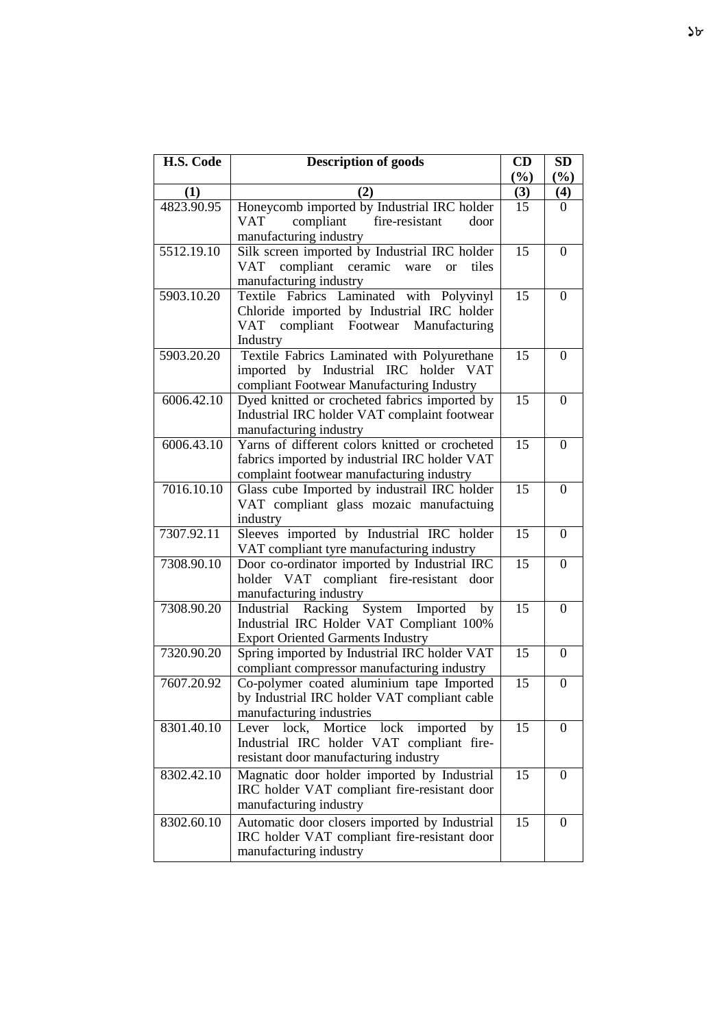| H.S. Code | Description of goods | CD (%) | SD (%) |
|---|---|---|---|
| (1) | (2) | (3) | (4) |
| 4823.90.95 | Honeycomb imported by Industrial IRC holder VAT compliant fire-resistant door manufacturing industry | 15 | 0 |
| 5512.19.10 | Silk screen imported by Industrial IRC holder VAT compliant ceramic ware or tiles manufacturing industry | 15 | 0 |
| 5903.10.20 | Textile Fabrics Laminated with Polyvinyl Chloride imported by Industrial IRC holder VAT compliant Footwear Manufacturing Industry | 15 | 0 |
| 5903.20.20 | Textile Fabrics Laminated with Polyurethane imported by Industrial IRC holder VAT compliant Footwear Manufacturing Industry | 15 | 0 |
| 6006.42.10 | Dyed knitted or crocheted fabrics imported by Industrial IRC holder VAT complaint footwear manufacturing industry | 15 | 0 |
| 6006.43.10 | Yarns of different colors knitted or crocheted fabrics imported by industrial IRC holder VAT complaint footwear manufacturing industry | 15 | 0 |
| 7016.10.10 | Glass cube Imported by industrail IRC holder VAT compliant glass mozaic manufactuing industry | 15 | 0 |
| 7307.92.11 | Sleeves imported by Industrial IRC holder VAT compliant tyre manufacturing industry | 15 | 0 |
| 7308.90.10 | Door co-ordinator imported by Industrial IRC holder VAT compliant fire-resistant door manufacturing industry | 15 | 0 |
| 7308.90.20 | Industrial Racking System Imported by Industrial IRC Holder VAT Compliant 100% Export Oriented Garments Industry | 15 | 0 |
| 7320.90.20 | Spring imported by Industrial IRC holder VAT compliant compressor manufacturing industry | 15 | 0 |
| 7607.20.92 | Co-polymer coated aluminium tape Imported by Industrial IRC holder VAT compliant cable manufacturing industries | 15 | 0 |
| 8301.40.10 | Lever lock, Mortice lock imported by Industrial IRC holder VAT compliant fire-resistant door manufacturing industry | 15 | 0 |
| 8302.42.10 | Magnatic door holder imported by Industrial IRC holder VAT compliant fire-resistant door manufacturing industry | 15 | 0 |
| 8302.60.10 | Automatic door closers imported by Industrial IRC holder VAT compliant fire-resistant door manufacturing industry | 15 | 0 |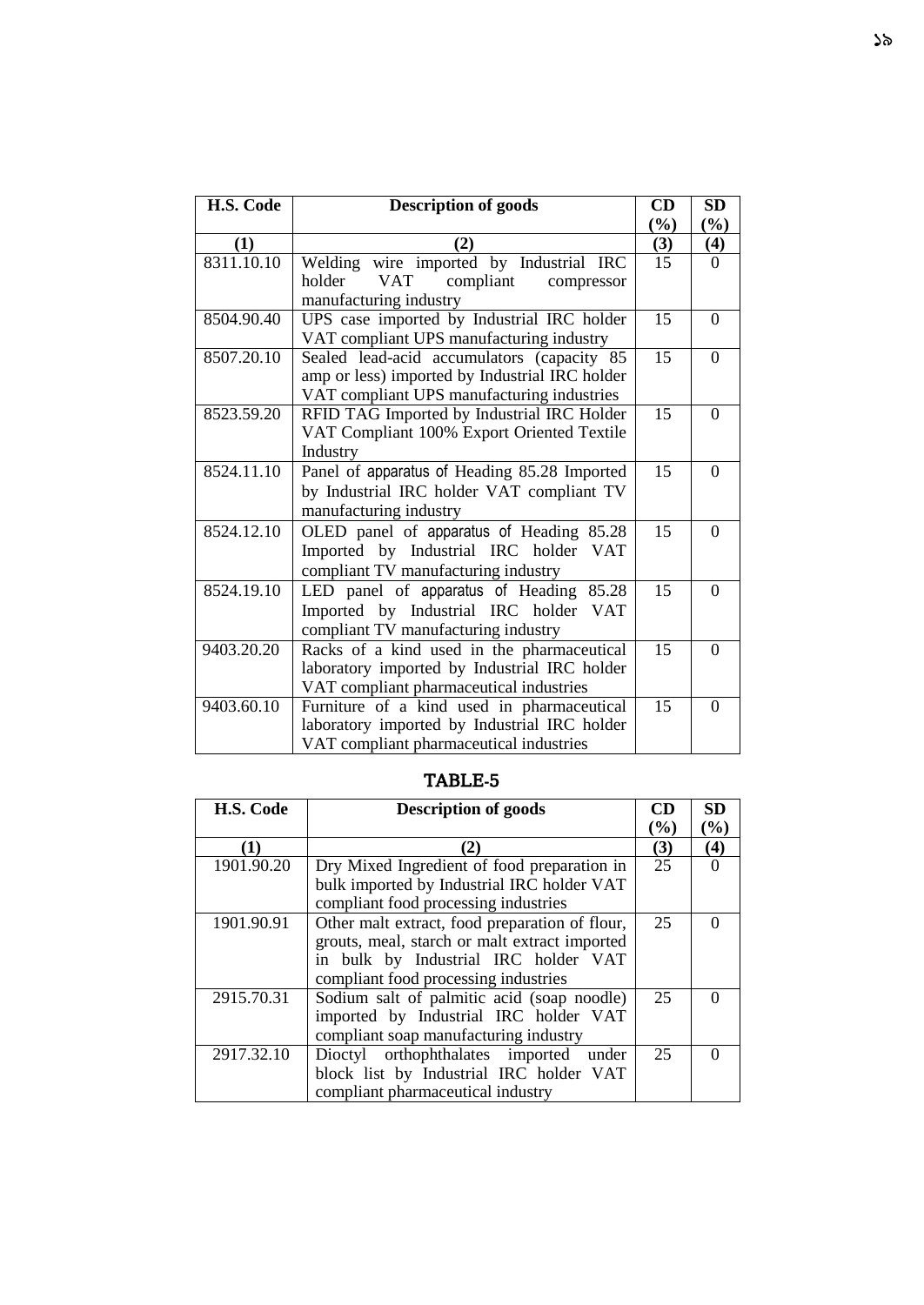| H.S. Code | Description of goods | CD (%) | SD (%) |
|---|---|---|---|
| (1) | (2) | (3) | (4) |
| 8311.10.10 | Welding wire imported by Industrial IRC holder VAT compliant compressor manufacturing industry | 15 | 0 |
| 8504.90.40 | UPS case imported by Industrial IRC holder VAT compliant UPS manufacturing industry | 15 | 0 |
| 8507.20.10 | Sealed lead-acid accumulators (capacity 85 amp or less) imported by Industrial IRC holder VAT compliant UPS manufacturing industries | 15 | 0 |
| 8523.59.20 | RFID TAG Imported by Industrial IRC Holder VAT Compliant 100% Export Oriented Textile Industry | 15 | 0 |
| 8524.11.10 | Panel of apparatus of Heading 85.28 Imported by Industrial IRC holder VAT compliant TV manufacturing industry | 15 | 0 |
| 8524.12.10 | OLED panel of apparatus of Heading 85.28 Imported by Industrial IRC holder VAT compliant TV manufacturing industry | 15 | 0 |
| 8524.19.10 | LED panel of apparatus of Heading 85.28 Imported by Industrial IRC holder VAT compliant TV manufacturing industry | 15 | 0 |
| 9403.20.20 | Racks of a kind used in the pharmaceutical laboratory imported by Industrial IRC holder VAT compliant pharmaceutical industries | 15 | 0 |
| 9403.60.10 | Furniture of a kind used in pharmaceutical laboratory imported by Industrial IRC holder VAT compliant pharmaceutical industries | 15 | 0 |

## TABLE-5

| H.S. Code | Description of goods | CD (%) | SD (%) |
|---|---|---|---|
| (1) | (2) | (3) | (4) |
| 1901.90.20 | Dry Mixed Ingredient of food preparation in bulk imported by Industrial IRC holder VAT compliant food processing industries | 25 | 0 |
| 1901.90.91 | Other malt extract, food preparation of flour, grouts, meal, starch or malt extract imported in bulk by Industrial IRC holder VAT compliant food processing industries | 25 | 0 |
| 2915.70.31 | Sodium salt of palmitic acid (soap noodle) imported by Industrial IRC holder VAT compliant soap manufacturing industry | 25 | 0 |
| 2917.32.10 | Dioctyl orthophthalates imported under block list by Industrial IRC holder VAT compliant pharmaceutical industry | 25 | 0 |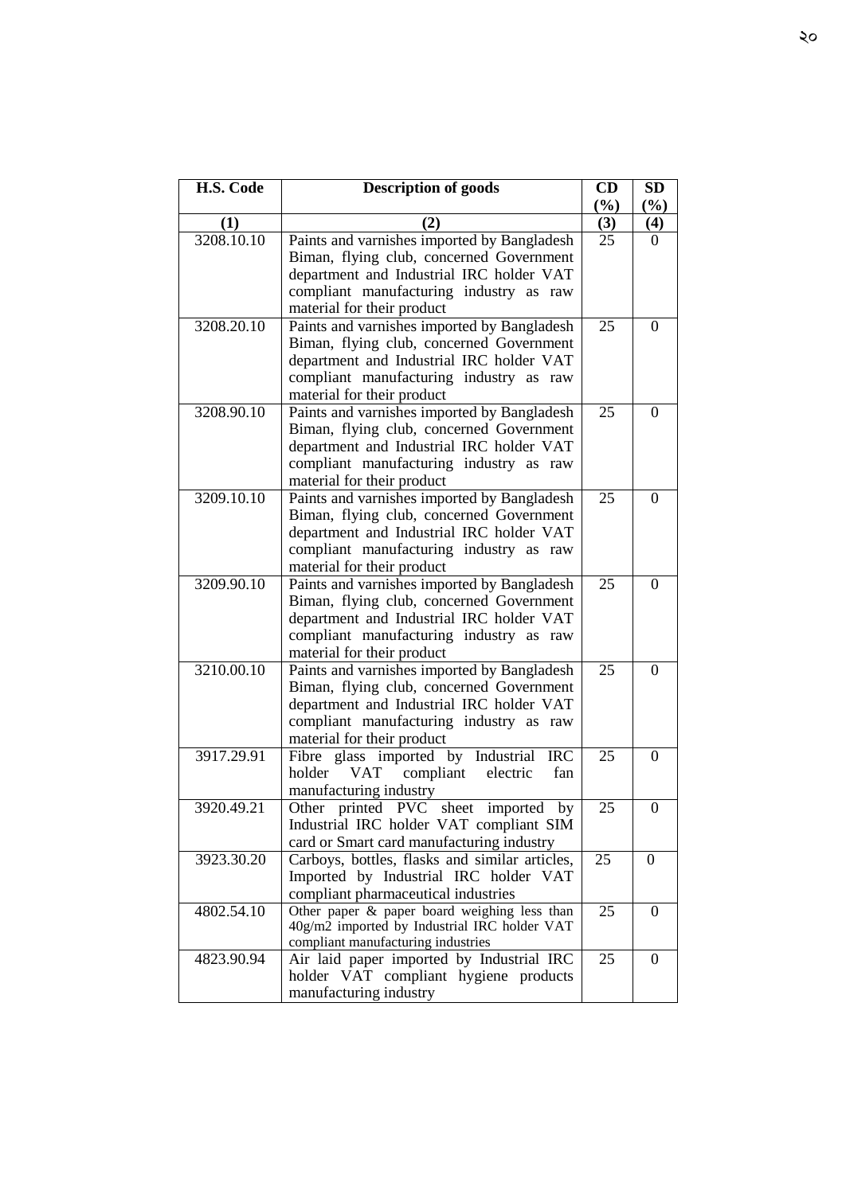| H.S. Code | Description of goods | CD (%) | SD (%) |
|---|---|---|---|
| (1) | (2) | (3) | (4) |
| 3208.10.10 | Paints and varnishes imported by Bangladesh Biman, flying club, concerned Government department and Industrial IRC holder VAT compliant manufacturing industry as raw material for their product | 25 | 0 |
| 3208.20.10 | Paints and varnishes imported by Bangladesh Biman, flying club, concerned Government department and Industrial IRC holder VAT compliant manufacturing industry as raw material for their product | 25 | 0 |
| 3208.90.10 | Paints and varnishes imported by Bangladesh Biman, flying club, concerned Government department and Industrial IRC holder VAT compliant manufacturing industry as raw material for their product | 25 | 0 |
| 3209.10.10 | Paints and varnishes imported by Bangladesh Biman, flying club, concerned Government department and Industrial IRC holder VAT compliant manufacturing industry as raw material for their product | 25 | 0 |
| 3209.90.10 | Paints and varnishes imported by Bangladesh Biman, flying club, concerned Government department and Industrial IRC holder VAT compliant manufacturing industry as raw material for their product | 25 | 0 |
| 3210.00.10 | Paints and varnishes imported by Bangladesh Biman, flying club, concerned Government department and Industrial IRC holder VAT compliant manufacturing industry as raw material for their product | 25 | 0 |
| 3917.29.91 | Fibre glass imported by Industrial IRC holder VAT compliant electric fan manufacturing industry | 25 | 0 |
| 3920.49.21 | Other printed PVC sheet imported by Industrial IRC holder VAT compliant SIM card or Smart card manufacturing industry | 25 | 0 |
| 3923.30.20 | Carboys, bottles, flasks and similar articles, Imported by Industrial IRC holder VAT compliant pharmaceutical industries | 25 | 0 |
| 4802.54.10 | Other paper & paper board weighing less than 40g/m2 imported by Industrial IRC holder VAT compliant manufacturing industries | 25 | 0 |
| 4823.90.94 | Air laid paper imported by Industrial IRC holder VAT compliant hygiene products manufacturing industry | 25 | 0 |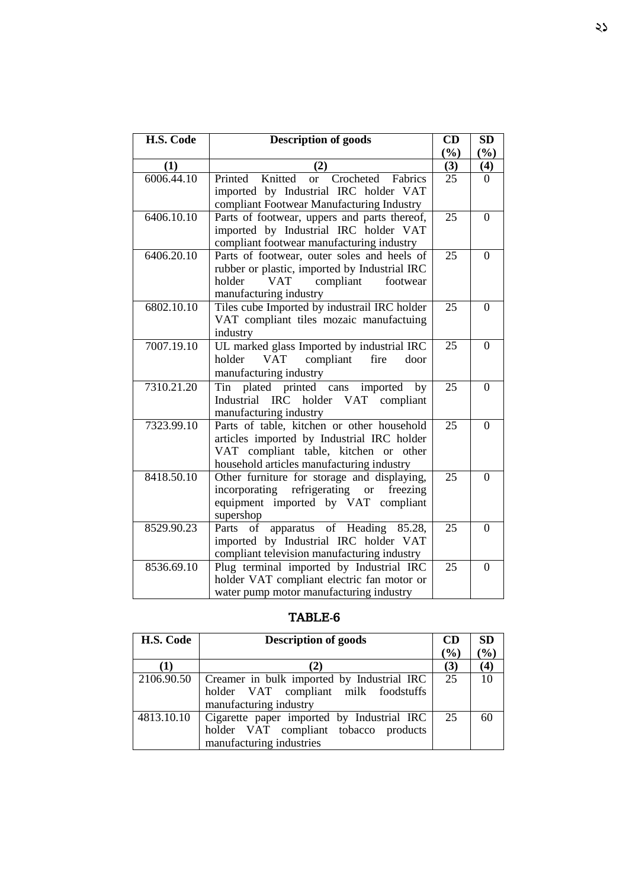| H.S. Code | Description of goods | CD (%) | SD (%) |
|---|---|---|---|
| (1) | (2) | (3) | (4) |
| 6006.44.10 | Printed Knitted or Crocheted Fabrics imported by Industrial IRC holder VAT compliant Footwear Manufacturing Industry | 25 | 0 |
| 6406.10.10 | Parts of footwear, uppers and parts thereof, imported by Industrial IRC holder VAT compliant footwear manufacturing industry | 25 | 0 |
| 6406.20.10 | Parts of footwear, outer soles and heels of rubber or plastic, imported by Industrial IRC holder VAT compliant footwear manufacturing industry | 25 | 0 |
| 6802.10.10 | Tiles cube Imported by industrail IRC holder VAT compliant tiles mozaic manufactuing industry | 25 | 0 |
| 7007.19.10 | UL marked glass Imported by industrial IRC holder VAT compliant fire door manufacturing industry | 25 | 0 |
| 7310.21.20 | Tin plated printed cans imported by Industrial IRC holder VAT compliant manufacturing industry | 25 | 0 |
| 7323.99.10 | Parts of table, kitchen or other household articles imported by Industrial IRC holder VAT compliant table, kitchen or other household articles manufacturing industry | 25 | 0 |
| 8418.50.10 | Other furniture for storage and displaying, incorporating refrigerating or freezing equipment imported by VAT compliant supershop | 25 | 0 |
| 8529.90.23 | Parts of apparatus of Heading 85.28, imported by Industrial IRC holder VAT compliant television manufacturing industry | 25 | 0 |
| 8536.69.10 | Plug terminal imported by Industrial IRC holder VAT compliant electric fan motor or water pump motor manufacturing industry | 25 | 0 |

## TABLE-6

| H.S. Code | Description of goods | CD (%) | SD (%) |
|---|---|---|---|
| (1) | (2) | (3) | (4) |
| 2106.90.50 | Creamer in bulk imported by Industrial IRC holder VAT compliant milk foodstuffs manufacturing industry | 25 | 10 |
| 4813.10.10 | Cigarette paper imported by Industrial IRC holder VAT compliant tobacco products manufacturing industries | 25 | 60 |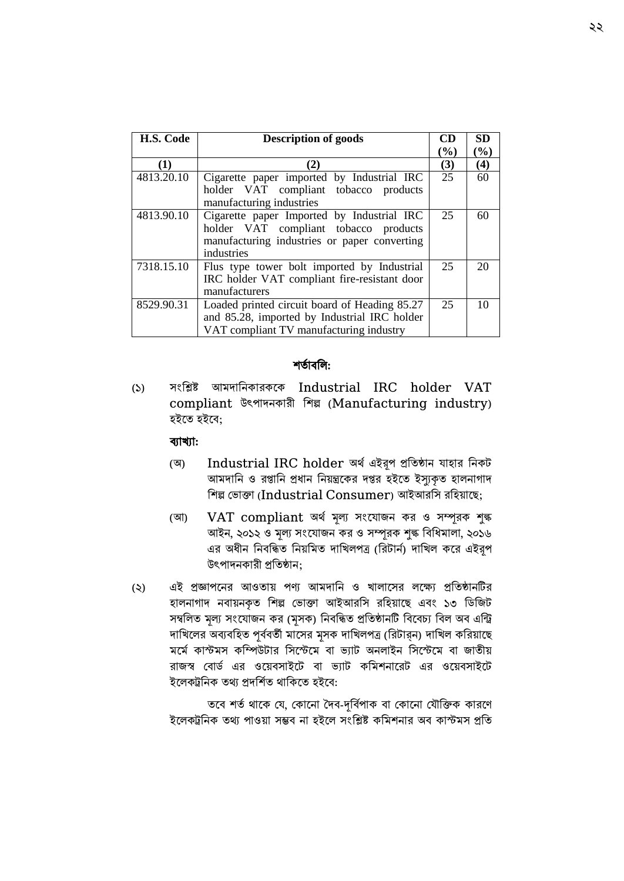| H.S. Code | Description of goods | CD (%) | SD (%) |
|---|---|---|---|
| (1) | (2) | (3) | (4) |
| 4813.20.10 | Cigarette paper imported by Industrial IRC holder VAT compliant tobacco products manufacturing industries | 25 | 60 |
| 4813.90.10 | Cigarette paper Imported by Industrial IRC holder VAT compliant tobacco products manufacturing industries or paper converting industries | 25 | 60 |
| 7318.15.10 | Flus type tower bolt imported by Industrial IRC holder VAT compliant fire-resistant door manufacturers | 25 | 20 |
| 8529.90.31 | Loaded printed circuit board of Heading 85.27 and 85.28, imported by Industrial IRC holder VAT compliant TV manufacturing industry | 25 | 10 |

**শর্তাবলি:**

(১) সংশ্লিষ্ট আমদানিকারককে Industrial IRC holder VAT compliant উৎপাদনকারী শিল্প (Manufacturing industry) হইতে হইবে;

**ব্যাখ্যা:**

(অ) Industrial IRC holder অর্থ এইরূপ প্রতিষ্ঠান যাহার নিকট আমদানি ও রপ্তানি প্রধান নিয়ন্ত্রকের দপ্তর হইতে ইস্যুকৃত হালনাগাদ শিল্প ভোক্তা (Industrial Consumer) আইআরসি রহিয়াছে;

(আ) VAT compliant অর্থ মূল্য সংযোজন কর ও সম্পূরক শুল্ক আইন, ২০১২ ও মূল্য সংযোজন কর ও সম্পূরক শুল্ক বিধিমালা, ২০১৬ এর অধীন নিবন্ধিত নিয়মিত দাখিলপত্র (রিটার্ন) দাখিল করে এইরূপ উৎপাদনকারী প্রতিষ্ঠান;

(২) এই প্রজ্ঞাপনের আওতায় পণ্য আমদানি ও খালাসের লক্ষ্যে প্রতিষ্ঠানটির হালনাগাদ নবায়নকৃত শিল্প ভোক্তা আইআরসি রহিয়াছে এবং ১৩ ডিজিট সম্বলিত মূল্য সংযোজন কর (মূসক) নিবন্ধিত প্রতিষ্ঠানটি বিবেচ্য বিল অব এন্ট্রি দাখিলের অব্যবহিত পূর্ববর্তী মাসের মূসক দাখিলপত্র (রিটার্ন) দাখিল করিয়াছে মর্মে কাস্টমস কম্পিউটার সিস্টেমে বা ভ্যাট অনলাইন সিস্টেমে বা জাতীয় রাজস্ব বোর্ড এর ওয়েবসাইটে বা ভ্যাট কমিশনারেট এর ওয়েবসাইটে ইলেকট্রনিক তথ্য প্রদর্শিত থাকিতে হইবে:

তবে শর্ত থাকে যে, কোনো দৈব-দুর্বিপাক বা কোনো যৌক্তিক কারণে ইলেকট্রনিক তথ্য পাওয়া সম্ভব না হইলে সংশ্লিষ্ট কমিশনার অব কাস্টমস প্রতি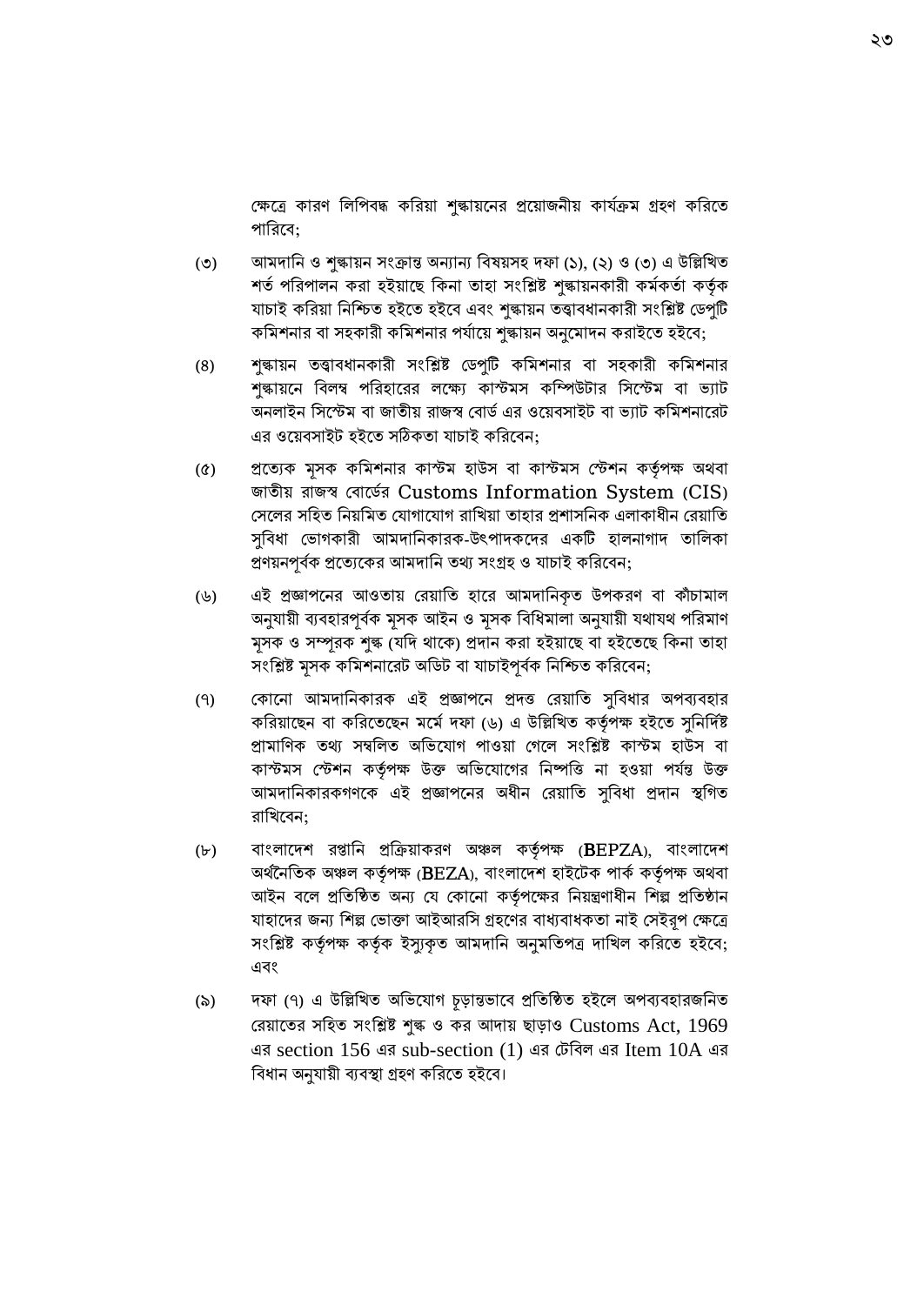ক্ষেত্রে কারণ লিপিবদ্ধ করিয়া শুল্কায়নের প্রয়োজনীয় কার্যক্রম গ্রহণ করিতে পারিবে;

(৩) আমদানি ও শুল্কায়ন সংক্রান্ত অন্যান্য বিষয়সহ দফা (১), (২) ও (৩) এ উল্লিখিত শর্ত পরিপালন করা হইয়াছে কিনা তাহা সংশ্লিষ্ট শুল্কায়নকারী কর্মকর্তা কর্তৃক যাচাই করিয়া নিশ্চিত হইতে হইবে এবং শুল্কায়ন তত্ত্বাবধানকারী সংশ্লিষ্ট ডেপুটি কমিশনার বা সহকারী কমিশনার পর্যায়ে শুল্কায়ন অনুমোদন করাইতে হইবে;

(৪) শুল্কায়ন তত্ত্বাবধানকারী সংশ্লিষ্ট ডেপুটি কমিশনার বা সহকারী কমিশনার শুল্কায়নে বিলম্ব পরিহারের লক্ষ্যে কাস্টমস কম্পিউটার সিস্টেম বা ভ্যাট অনলাইন সিস্টেম বা জাতীয় রাজস্ব বোর্ড এর ওয়েবসাইট বা ভ্যাট কমিশনারেট এর ওয়েবসাইট হইতে সঠিকতা যাচাই করিবেন;

(৫) প্রত্যেক মূসক কমিশনার কাস্টম হাউস বা কাস্টমস স্টেশন কর্তৃপক্ষ অথবা জাতীয় রাজস্ব বোর্ডের Customs Information System (CIS) সেলের সহিত নিয়মিত যোগাযোগ রাখিয়া তাহার প্রশাসনিক এলাকাধীন রেয়াতি সুবিধা ভোগকারী আমদানিকারক-উৎপাদকদের একটি হালনাগাদ তালিকা প্রণয়নপূর্বক প্রত্যেকের আমদানি তথ্য সংগ্রহ ও যাচাই করিবেন;

(৬) এই প্রজ্ঞাপনের আওতায় রেয়াতি হারে আমদানিকৃত উপকরণ বা কাঁচামাল অনুযায়ী ব্যবহারপূর্বক মূসক আইন ও মূসক বিধিমালা অনুযায়ী যথাযথ পরিমাণ মূসক ও সম্পূরক শুল্ক (যদি থাকে) প্রদান করা হইয়াছে বা হইতেছে কিনা তাহা সংশ্লিষ্ট মূসক কমিশনারেট অডিট বা যাচাইপূর্বক নিশ্চিত করিবেন;

(৭) কোনো আমদানিকারক এই প্রজ্ঞাপনে প্রদত্ত রেয়াতি সুবিধার অপব্যবহার করিয়াছেন বা করিতেছেন মর্মে দফা (৬) এ উল্লিখিত কর্তৃপক্ষ হইতে সুনির্দিষ্ট প্রামাণিক তথ্য সম্বলিত অভিযোগ পাওয়া গেলে সংশ্লিষ্ট কাস্টম হাউস বা কাস্টমস স্টেশন কর্তৃপক্ষ উক্ত অভিযোগের নিষ্পত্তি না হওয়া পর্যন্ত উক্ত আমদানিকারকগণকে এই প্রজ্ঞাপনের অধীন রেয়াতি সুবিধা প্রদান স্থগিত রাখিবেন;

(৮) বাংলাদেশ রপ্তানি প্রক্রিয়াকরণ অঞ্চল কর্তৃপক্ষ (BEPZA), বাংলাদেশ অর্থনৈতিক অঞ্চল কর্তৃপক্ষ (BEZA), বাংলাদেশ হাইটেক পার্ক কর্তৃপক্ষ অথবা আইন বলে প্রতিষ্ঠিত অন্য যে কোনো কর্তৃপক্ষের নিয়ন্ত্রণাধীন শিল্প প্রতিষ্ঠান যাহাদের জন্য শিল্প ভোক্তা আইআরসি গ্রহণের বাধ্যবাধকতা নাই সেইরূপ ক্ষেত্রে সংশ্লিষ্ট কর্তৃপক্ষ কর্তৃক ইস্যুকৃত আমদানি অনুমতিপত্র দাখিল করিতে হইবে; এবং

(৯) দফা (৭) এ উল্লিখিত অভিযোগ চূড়ান্তভাবে প্রতিষ্ঠিত হইলে অপব্যবহারজনিত রেয়াতের সহিত সংশ্লিষ্ট শুল্ক ও কর আদায় ছাড়াও Customs Act, 1969 এর section 156 এর sub-section (1) এর টেবিল এর Item 10A এর বিধান অনুযায়ী ব্যবস্থা গ্রহণ করিতে হইবে।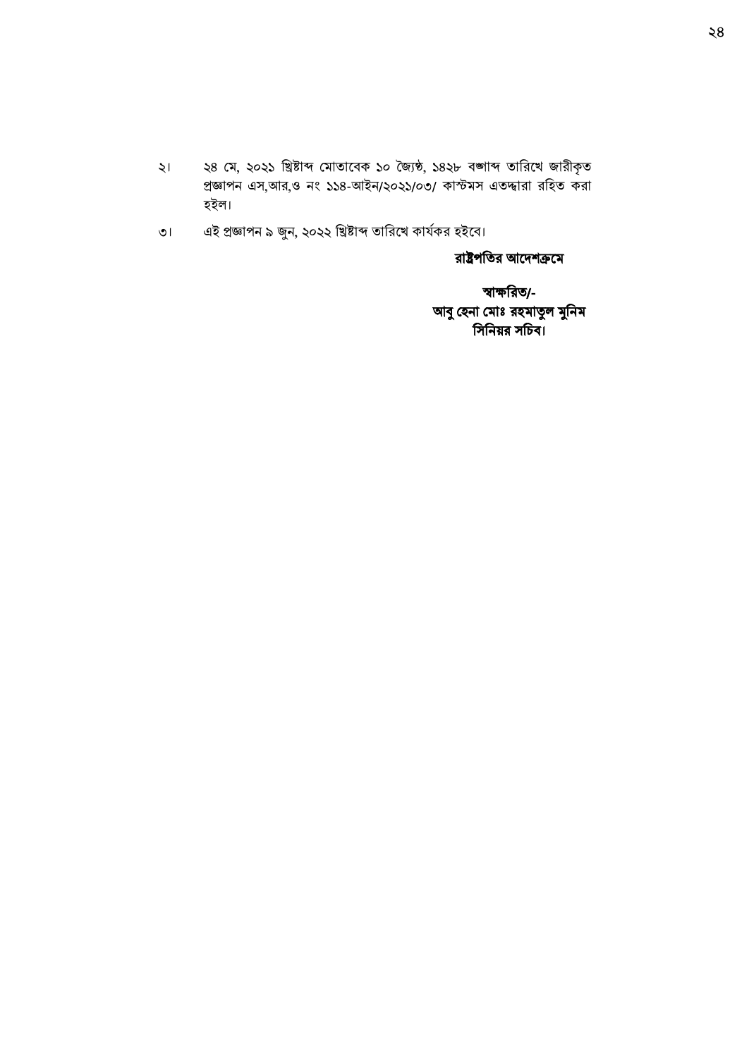২। ২৪ মে, ২০২১ খ্রিষ্টাব্দ মোতাবেক ১০ জ্যৈষ্ঠ, ১৪২৮ বঙ্গাব্দ তারিখে জারীকৃত প্রজ্ঞাপন এস,আর,ও নং ১১৪-আইন/২০২১/০৩/ কাস্টমস এতদ্দারা রহিত করা হইল।

৩। এই প্রজ্ঞাপন ৯ জুন, ২০২২ খ্রিষ্টাব্দ তারিখে কার্যকর হইবে।

**রাষ্ট্রপতির আদেশক্রমে**

**স্বাক্ষরিত/-**
**আবু হেনা মোঃ রহমাতুল মুনিম**
**সিনিয়র সচিব।**